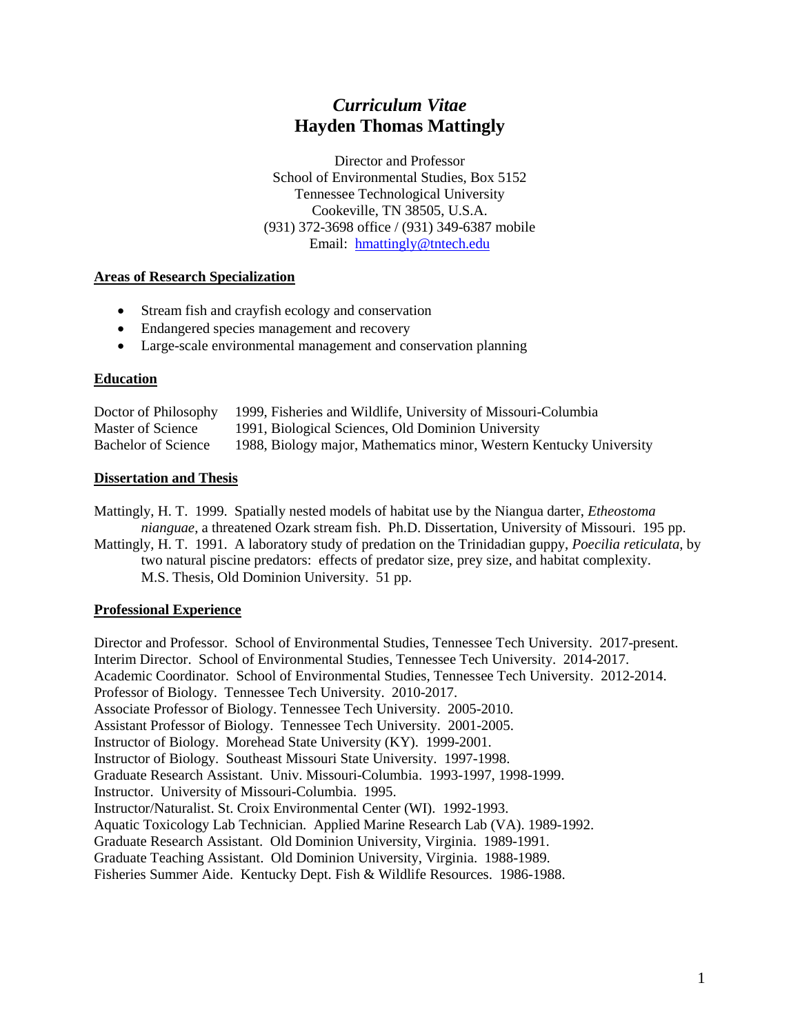# *Curriculum Vitae*
# Hayden Thomas Mattingly

Director and Professor
School of Environmental Studies, Box 5152
Tennessee Technological University
Cookeville, TN 38505, U.S.A.
(931) 372-3698 office / (931) 349-6387 mobile
Email: hmattingly@tntech.edu

## Areas of Research Specialization

- Stream fish and crayfish ecology and conservation
- Endangered species management and recovery
- Large-scale environmental management and conservation planning

## Education

| | |
|---|---|
| Doctor of Philosophy | 1999, Fisheries and Wildlife, University of Missouri-Columbia |
| Master of Science | 1991, Biological Sciences, Old Dominion University |
| Bachelor of Science | 1988, Biology major, Mathematics minor, Western Kentucky University |

## Dissertation and Thesis

Mattingly, H. T. 1999. Spatially nested models of habitat use by the Niangua darter, *Etheostoma nianguae*, a threatened Ozark stream fish. Ph.D. Dissertation, University of Missouri. 195 pp.

Mattingly, H. T. 1991. A laboratory study of predation on the Trinidadian guppy, *Poecilia reticulata*, by two natural piscine predators: effects of predator size, prey size, and habitat complexity. M.S. Thesis, Old Dominion University. 51 pp.

## Professional Experience

Director and Professor. School of Environmental Studies, Tennessee Tech University. 2017-present.
Interim Director. School of Environmental Studies, Tennessee Tech University. 2014-2017.
Academic Coordinator. School of Environmental Studies, Tennessee Tech University. 2012-2014.
Professor of Biology. Tennessee Tech University. 2010-2017.
Associate Professor of Biology. Tennessee Tech University. 2005-2010.
Assistant Professor of Biology. Tennessee Tech University. 2001-2005.
Instructor of Biology. Morehead State University (KY). 1999-2001.
Instructor of Biology. Southeast Missouri State University. 1997-1998.
Graduate Research Assistant. Univ. Missouri-Columbia. 1993-1997, 1998-1999.
Instructor. University of Missouri-Columbia. 1995.
Instructor/Naturalist. St. Croix Environmental Center (WI). 1992-1993.
Aquatic Toxicology Lab Technician. Applied Marine Research Lab (VA). 1989-1992.
Graduate Research Assistant. Old Dominion University, Virginia. 1989-1991.
Graduate Teaching Assistant. Old Dominion University, Virginia. 1988-1989.
Fisheries Summer Aide. Kentucky Dept. Fish & Wildlife Resources. 1986-1988.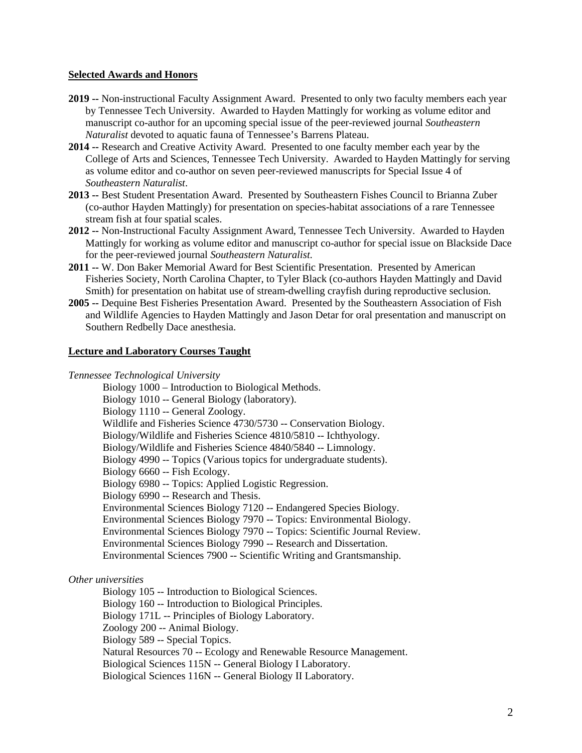## Selected Awards and Honors

**2019 --** Non-instructional Faculty Assignment Award. Presented to only two faculty members each year by Tennessee Tech University. Awarded to Hayden Mattingly for working as volume editor and manuscript co-author for an upcoming special issue of the peer-reviewed journal *Southeastern Naturalist* devoted to aquatic fauna of Tennessee's Barrens Plateau.

**2014 --** Research and Creative Activity Award. Presented to one faculty member each year by the College of Arts and Sciences, Tennessee Tech University. Awarded to Hayden Mattingly for serving as volume editor and co-author on seven peer-reviewed manuscripts for Special Issue 4 of *Southeastern Naturalist*.

**2013 --** Best Student Presentation Award. Presented by Southeastern Fishes Council to Brianna Zuber (co-author Hayden Mattingly) for presentation on species-habitat associations of a rare Tennessee stream fish at four spatial scales.

**2012 --** Non-Instructional Faculty Assignment Award, Tennessee Tech University. Awarded to Hayden Mattingly for working as volume editor and manuscript co-author for special issue on Blackside Dace for the peer-reviewed journal *Southeastern Naturalist.*

**2011 --** W. Don Baker Memorial Award for Best Scientific Presentation. Presented by American Fisheries Society, North Carolina Chapter, to Tyler Black (co-authors Hayden Mattingly and David Smith) for presentation on habitat use of stream-dwelling crayfish during reproductive seclusion.

**2005 --** Dequine Best Fisheries Presentation Award. Presented by the Southeastern Association of Fish and Wildlife Agencies to Hayden Mattingly and Jason Detar for oral presentation and manuscript on Southern Redbelly Dace anesthesia.

## Lecture and Laboratory Courses Taught

*Tennessee Technological University*

- Biology 1000 – Introduction to Biological Methods.
- Biology 1010 -- General Biology (laboratory).
- Biology 1110 -- General Zoology.
- Wildlife and Fisheries Science 4730/5730 -- Conservation Biology.
- Biology/Wildlife and Fisheries Science 4810/5810 -- Ichthyology.
- Biology/Wildlife and Fisheries Science 4840/5840 -- Limnology.
- Biology 4990 -- Topics (Various topics for undergraduate students).
- Biology 6660 -- Fish Ecology.
- Biology 6980 -- Topics: Applied Logistic Regression.
- Biology 6990 -- Research and Thesis.
- Environmental Sciences Biology 7120 -- Endangered Species Biology.
- Environmental Sciences Biology 7970 -- Topics: Environmental Biology.
- Environmental Sciences Biology 7970 -- Topics: Scientific Journal Review.
- Environmental Sciences Biology 7990 -- Research and Dissertation.
- Environmental Sciences 7900 -- Scientific Writing and Grantsmanship.

*Other universities*

- Biology 105 -- Introduction to Biological Sciences.
- Biology 160 -- Introduction to Biological Principles.
- Biology 171L -- Principles of Biology Laboratory.
- Zoology 200 -- Animal Biology.
- Biology 589 -- Special Topics.
- Natural Resources 70 -- Ecology and Renewable Resource Management.
- Biological Sciences 115N -- General Biology I Laboratory.
- Biological Sciences 116N -- General Biology II Laboratory.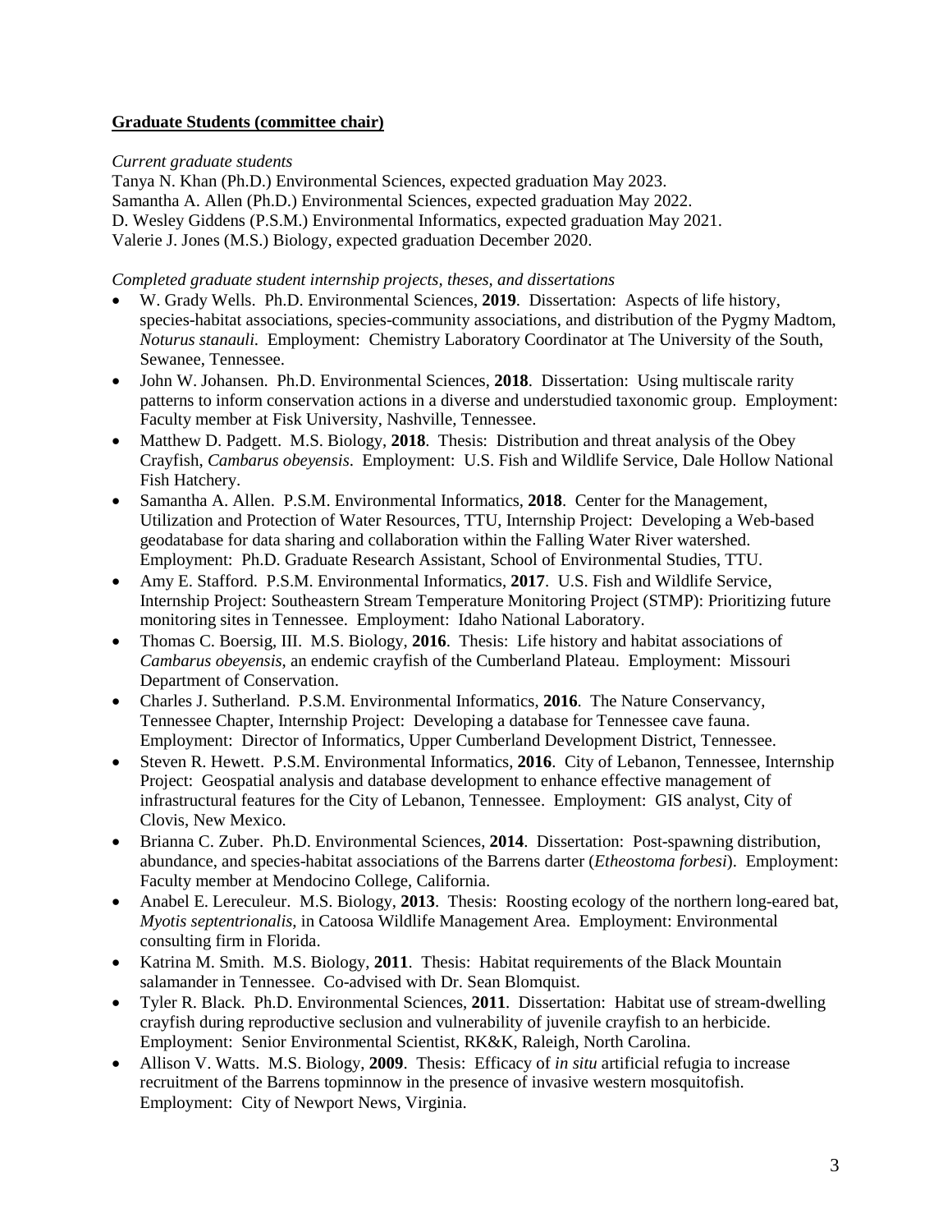**<u>Graduate Students (committee chair)</u>**

*Current graduate students*

Tanya N. Khan (Ph.D.) Environmental Sciences, expected graduation May 2023.
Samantha A. Allen (Ph.D.) Environmental Sciences, expected graduation May 2022.
D. Wesley Giddens (P.S.M.) Environmental Informatics, expected graduation May 2021.
Valerie J. Jones (M.S.) Biology, expected graduation December 2020.

*Completed graduate student internship projects, theses, and dissertations*

- W. Grady Wells. Ph.D. Environmental Sciences, **2019**. Dissertation: Aspects of life history, species-habitat associations, species-community associations, and distribution of the Pygmy Madtom, *Noturus stanauli*. Employment: Chemistry Laboratory Coordinator at The University of the South, Sewanee, Tennessee.
- John W. Johansen. Ph.D. Environmental Sciences, **2018**. Dissertation: Using multiscale rarity patterns to inform conservation actions in a diverse and understudied taxonomic group. Employment: Faculty member at Fisk University, Nashville, Tennessee.
- Matthew D. Padgett. M.S. Biology, **2018**. Thesis: Distribution and threat analysis of the Obey Crayfish, *Cambarus obeyensis*. Employment: U.S. Fish and Wildlife Service, Dale Hollow National Fish Hatchery.
- Samantha A. Allen. P.S.M. Environmental Informatics, **2018**. Center for the Management, Utilization and Protection of Water Resources, TTU, Internship Project: Developing a Web-based geodatabase for data sharing and collaboration within the Falling Water River watershed. Employment: Ph.D. Graduate Research Assistant, School of Environmental Studies, TTU.
- Amy E. Stafford. P.S.M. Environmental Informatics, **2017**. U.S. Fish and Wildlife Service, Internship Project: Southeastern Stream Temperature Monitoring Project (STMP): Prioritizing future monitoring sites in Tennessee. Employment: Idaho National Laboratory.
- Thomas C. Boersig, III. M.S. Biology, **2016**. Thesis: Life history and habitat associations of *Cambarus obeyensis*, an endemic crayfish of the Cumberland Plateau. Employment: Missouri Department of Conservation.
- Charles J. Sutherland. P.S.M. Environmental Informatics, **2016**. The Nature Conservancy, Tennessee Chapter, Internship Project: Developing a database for Tennessee cave fauna. Employment: Director of Informatics, Upper Cumberland Development District, Tennessee.
- Steven R. Hewett. P.S.M. Environmental Informatics, **2016**. City of Lebanon, Tennessee, Internship Project: Geospatial analysis and database development to enhance effective management of infrastructural features for the City of Lebanon, Tennessee. Employment: GIS analyst, City of Clovis, New Mexico.
- Brianna C. Zuber. Ph.D. Environmental Sciences, **2014**. Dissertation: Post-spawning distribution, abundance, and species-habitat associations of the Barrens darter (*Etheostoma forbesi*). Employment: Faculty member at Mendocino College, California.
- Anabel E. Lereculeur. M.S. Biology, **2013**. Thesis: Roosting ecology of the northern long-eared bat, *Myotis septentrionalis*, in Catoosa Wildlife Management Area. Employment: Environmental consulting firm in Florida.
- Katrina M. Smith. M.S. Biology, **2011**. Thesis: Habitat requirements of the Black Mountain salamander in Tennessee. Co-advised with Dr. Sean Blomquist.
- Tyler R. Black. Ph.D. Environmental Sciences, **2011**. Dissertation: Habitat use of stream-dwelling crayfish during reproductive seclusion and vulnerability of juvenile crayfish to an herbicide. Employment: Senior Environmental Scientist, RK&K, Raleigh, North Carolina.
- Allison V. Watts. M.S. Biology, **2009**. Thesis: Efficacy of *in situ* artificial refugia to increase recruitment of the Barrens topminnow in the presence of invasive western mosquitofish. Employment: City of Newport News, Virginia.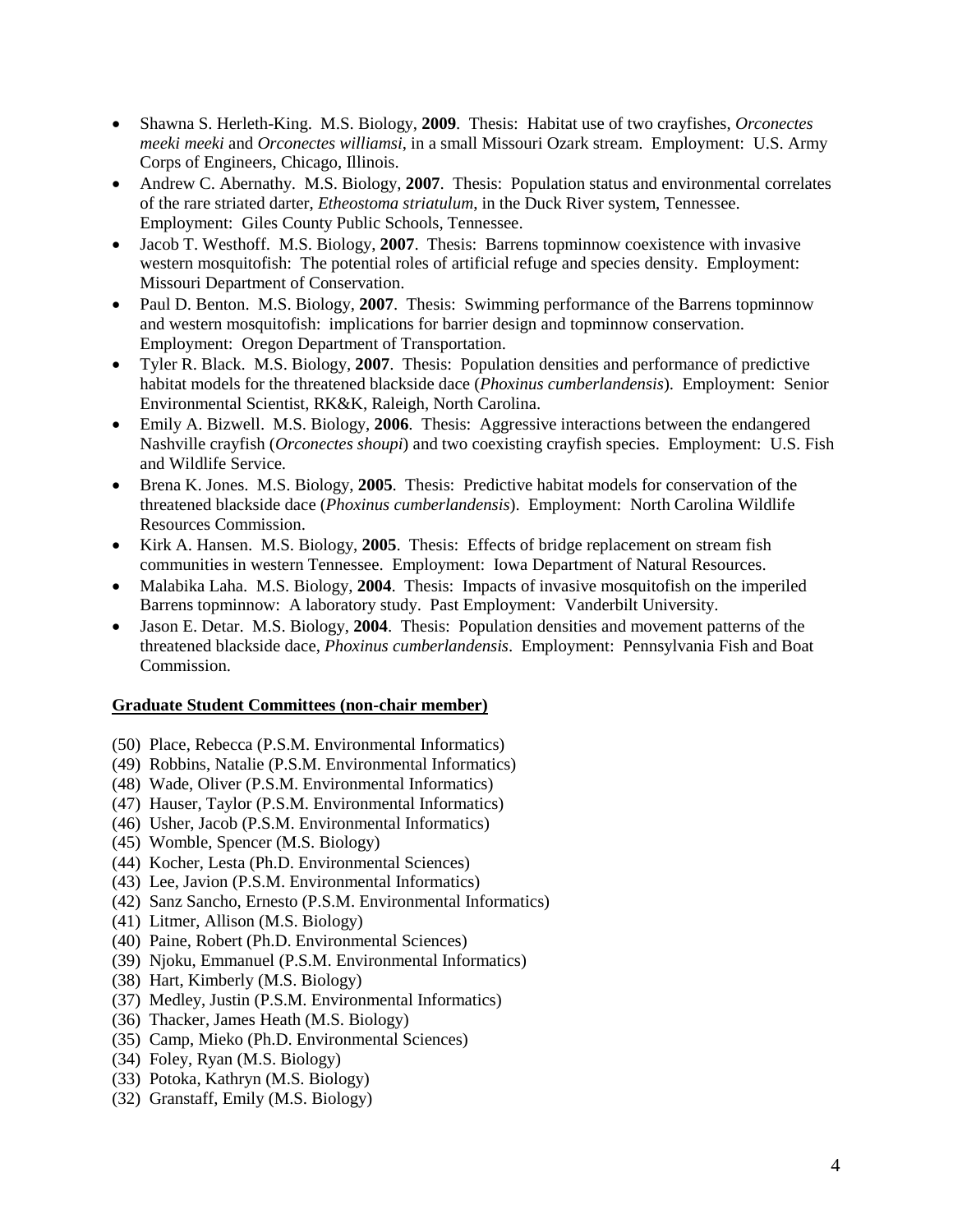- Shawna S. Herleth-King. M.S. Biology, **2009**. Thesis: Habitat use of two crayfishes, *Orconectes meeki meeki* and *Orconectes williamsi*, in a small Missouri Ozark stream. Employment: U.S. Army Corps of Engineers, Chicago, Illinois.
- Andrew C. Abernathy. M.S. Biology, **2007**. Thesis: Population status and environmental correlates of the rare striated darter, *Etheostoma striatulum*, in the Duck River system, Tennessee. Employment: Giles County Public Schools, Tennessee.
- Jacob T. Westhoff. M.S. Biology, **2007**. Thesis: Barrens topminnow coexistence with invasive western mosquitofish: The potential roles of artificial refuge and species density. Employment: Missouri Department of Conservation.
- Paul D. Benton. M.S. Biology, **2007**. Thesis: Swimming performance of the Barrens topminnow and western mosquitofish: implications for barrier design and topminnow conservation. Employment: Oregon Department of Transportation.
- Tyler R. Black. M.S. Biology, **2007**. Thesis: Population densities and performance of predictive habitat models for the threatened blackside dace (*Phoxinus cumberlandensis*). Employment: Senior Environmental Scientist, RK&K, Raleigh, North Carolina.
- Emily A. Bizwell. M.S. Biology, **2006**. Thesis: Aggressive interactions between the endangered Nashville crayfish (*Orconectes shoupi*) and two coexisting crayfish species. Employment: U.S. Fish and Wildlife Service.
- Brena K. Jones. M.S. Biology, **2005**. Thesis: Predictive habitat models for conservation of the threatened blackside dace (*Phoxinus cumberlandensis*). Employment: North Carolina Wildlife Resources Commission.
- Kirk A. Hansen. M.S. Biology, **2005**. Thesis: Effects of bridge replacement on stream fish communities in western Tennessee. Employment: Iowa Department of Natural Resources.
- Malabika Laha. M.S. Biology, **2004**. Thesis: Impacts of invasive mosquitofish on the imperiled Barrens topminnow: A laboratory study. Past Employment: Vanderbilt University.
- Jason E. Detar. M.S. Biology, **2004**. Thesis: Population densities and movement patterns of the threatened blackside dace, *Phoxinus cumberlandensis*. Employment: Pennsylvania Fish and Boat Commission.

**<u>Graduate Student Committees (non-chair member)</u>**

(50) Place, Rebecca (P.S.M. Environmental Informatics)
(49) Robbins, Natalie (P.S.M. Environmental Informatics)
(48) Wade, Oliver (P.S.M. Environmental Informatics)
(47) Hauser, Taylor (P.S.M. Environmental Informatics)
(46) Usher, Jacob (P.S.M. Environmental Informatics)
(45) Womble, Spencer (M.S. Biology)
(44) Kocher, Lesta (Ph.D. Environmental Sciences)
(43) Lee, Javion (P.S.M. Environmental Informatics)
(42) Sanz Sancho, Ernesto (P.S.M. Environmental Informatics)
(41) Litmer, Allison (M.S. Biology)
(40) Paine, Robert (Ph.D. Environmental Sciences)
(39) Njoku, Emmanuel (P.S.M. Environmental Informatics)
(38) Hart, Kimberly (M.S. Biology)
(37) Medley, Justin (P.S.M. Environmental Informatics)
(36) Thacker, James Heath (M.S. Biology)
(35) Camp, Mieko (Ph.D. Environmental Sciences)
(34) Foley, Ryan (M.S. Biology)
(33) Potoka, Kathryn (M.S. Biology)
(32) Granstaff, Emily (M.S. Biology)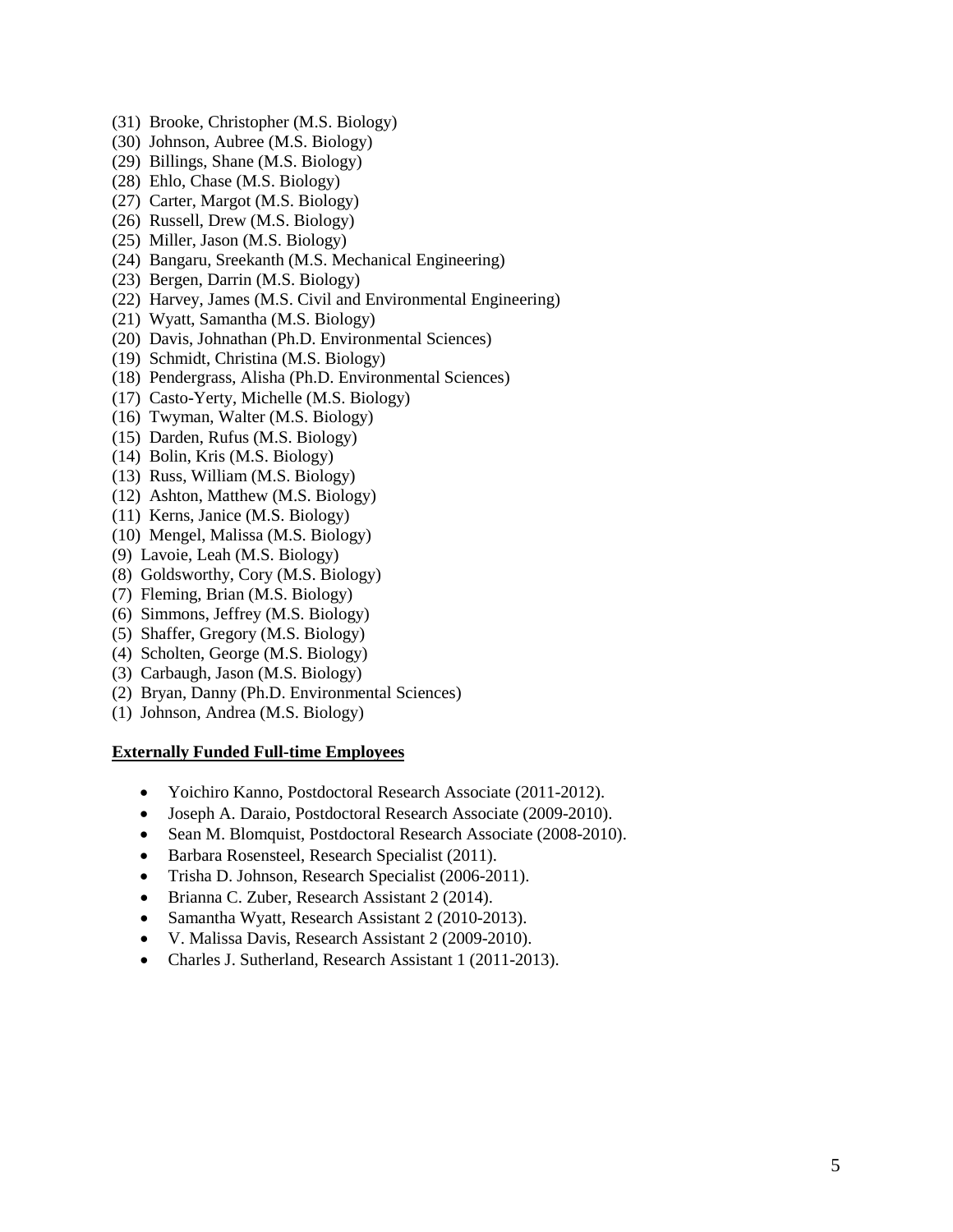(31) Brooke, Christopher (M.S. Biology)
(30) Johnson, Aubree (M.S. Biology)
(29) Billings, Shane (M.S. Biology)
(28) Ehlo, Chase (M.S. Biology)
(27) Carter, Margot (M.S. Biology)
(26) Russell, Drew (M.S. Biology)
(25) Miller, Jason (M.S. Biology)
(24) Bangaru, Sreekanth (M.S. Mechanical Engineering)
(23) Bergen, Darrin (M.S. Biology)
(22) Harvey, James (M.S. Civil and Environmental Engineering)
(21) Wyatt, Samantha (M.S. Biology)
(20) Davis, Johnathan (Ph.D. Environmental Sciences)
(19) Schmidt, Christina (M.S. Biology)
(18) Pendergrass, Alisha (Ph.D. Environmental Sciences)
(17) Casto-Yerty, Michelle (M.S. Biology)
(16) Twyman, Walter (M.S. Biology)
(15) Darden, Rufus (M.S. Biology)
(14) Bolin, Kris (M.S. Biology)
(13) Russ, William (M.S. Biology)
(12) Ashton, Matthew (M.S. Biology)
(11) Kerns, Janice (M.S. Biology)
(10) Mengel, Malissa (M.S. Biology)
(9) Lavoie, Leah (M.S. Biology)
(8) Goldsworthy, Cory (M.S. Biology)
(7) Fleming, Brian (M.S. Biology)
(6) Simmons, Jeffrey (M.S. Biology)
(5) Shaffer, Gregory (M.S. Biology)
(4) Scholten, George (M.S. Biology)
(3) Carbaugh, Jason (M.S. Biology)
(2) Bryan, Danny (Ph.D. Environmental Sciences)
(1) Johnson, Andrea (M.S. Biology)

**Externally Funded Full-time Employees**

- Yoichiro Kanno, Postdoctoral Research Associate (2011-2012).
- Joseph A. Daraio, Postdoctoral Research Associate (2009-2010).
- Sean M. Blomquist, Postdoctoral Research Associate (2008-2010).
- Barbara Rosensteel, Research Specialist (2011).
- Trisha D. Johnson, Research Specialist (2006-2011).
- Brianna C. Zuber, Research Assistant 2 (2014).
- Samantha Wyatt, Research Assistant 2 (2010-2013).
- V. Malissa Davis, Research Assistant 2 (2009-2010).
- Charles J. Sutherland, Research Assistant 1 (2011-2013).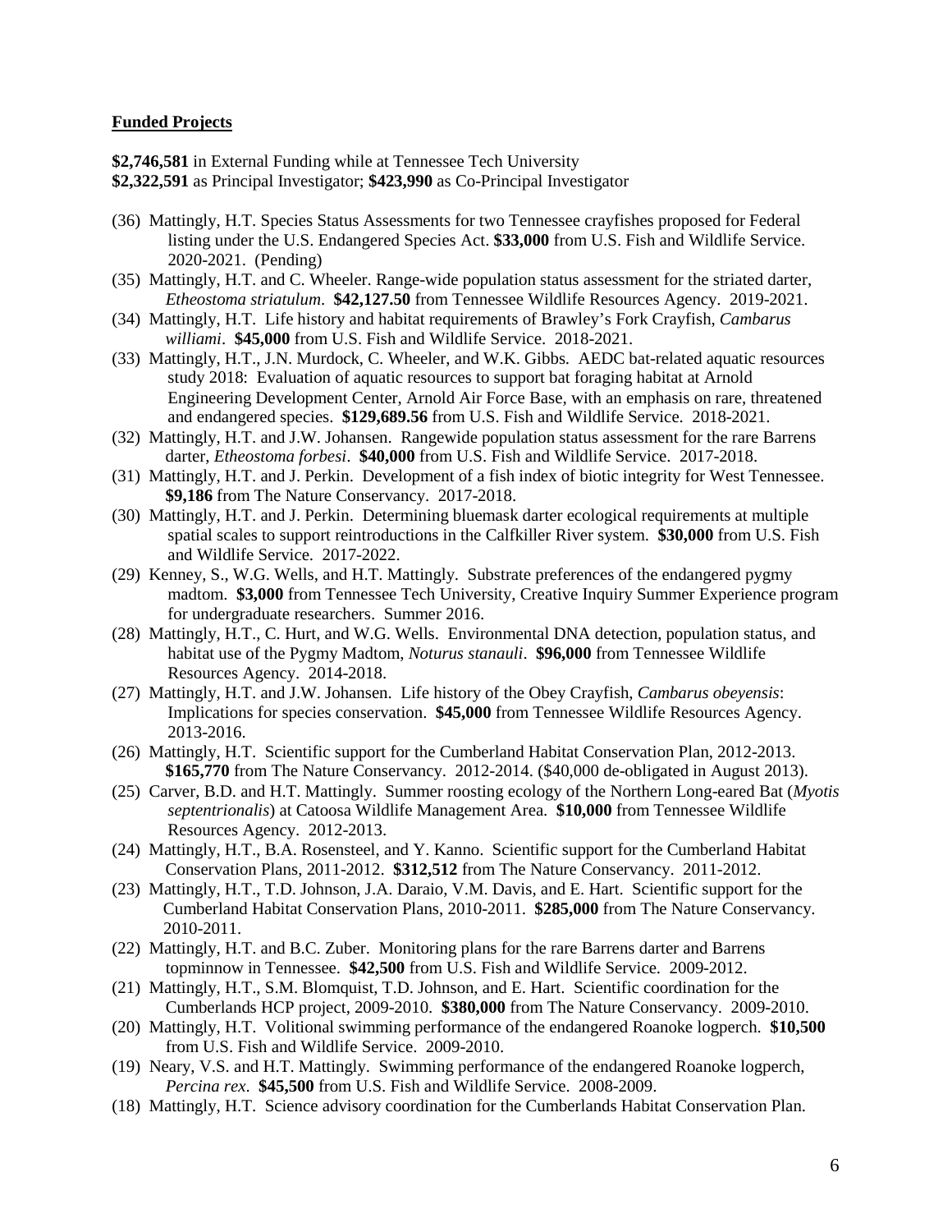**<u>Funded Projects</u>**

**$2,746,581** in External Funding while at Tennessee Tech University
**$2,322,591** as Principal Investigator; **$423,990** as Co-Principal Investigator

(36) Mattingly, H.T. Species Status Assessments for two Tennessee crayfishes proposed for Federal listing under the U.S. Endangered Species Act. **$33,000** from U.S. Fish and Wildlife Service. 2020-2021. (Pending)

(35) Mattingly, H.T. and C. Wheeler. Range-wide population status assessment for the striated darter, *Etheostoma striatulum*. **$42,127.50** from Tennessee Wildlife Resources Agency. 2019-2021.

(34) Mattingly, H.T. Life history and habitat requirements of Brawley's Fork Crayfish, *Cambarus williami*. **$45,000** from U.S. Fish and Wildlife Service. 2018-2021.

(33) Mattingly, H.T., J.N. Murdock, C. Wheeler, and W.K. Gibbs. AEDC bat-related aquatic resources study 2018: Evaluation of aquatic resources to support bat foraging habitat at Arnold Engineering Development Center, Arnold Air Force Base, with an emphasis on rare, threatened and endangered species. **$129,689.56** from U.S. Fish and Wildlife Service. 2018-2021.

(32) Mattingly, H.T. and J.W. Johansen. Rangewide population status assessment for the rare Barrens darter, *Etheostoma forbesi*. **$40,000** from U.S. Fish and Wildlife Service. 2017-2018.

(31) Mattingly, H.T. and J. Perkin. Development of a fish index of biotic integrity for West Tennessee. **$9,186** from The Nature Conservancy. 2017-2018.

(30) Mattingly, H.T. and J. Perkin. Determining bluemask darter ecological requirements at multiple spatial scales to support reintroductions in the Calfkiller River system. **$30,000** from U.S. Fish and Wildlife Service. 2017-2022.

(29) Kenney, S., W.G. Wells, and H.T. Mattingly. Substrate preferences of the endangered pygmy madtom. **$3,000** from Tennessee Tech University, Creative Inquiry Summer Experience program for undergraduate researchers. Summer 2016.

(28) Mattingly, H.T., C. Hurt, and W.G. Wells. Environmental DNA detection, population status, and habitat use of the Pygmy Madtom, *Noturus stanauli*. **$96,000** from Tennessee Wildlife Resources Agency. 2014-2018.

(27) Mattingly, H.T. and J.W. Johansen. Life history of the Obey Crayfish, *Cambarus obeyensis*: Implications for species conservation. **$45,000** from Tennessee Wildlife Resources Agency. 2013-2016.

(26) Mattingly, H.T. Scientific support for the Cumberland Habitat Conservation Plan, 2012-2013. **$165,770** from The Nature Conservancy. 2012-2014. ($40,000 de-obligated in August 2013).

(25) Carver, B.D. and H.T. Mattingly. Summer roosting ecology of the Northern Long-eared Bat (*Myotis septentrionalis*) at Catoosa Wildlife Management Area. **$10,000** from Tennessee Wildlife Resources Agency. 2012-2013.

(24) Mattingly, H.T., B.A. Rosensteel, and Y. Kanno. Scientific support for the Cumberland Habitat Conservation Plans, 2011-2012. **$312,512** from The Nature Conservancy. 2011-2012.

(23) Mattingly, H.T., T.D. Johnson, J.A. Daraio, V.M. Davis, and E. Hart. Scientific support for the Cumberland Habitat Conservation Plans, 2010-2011. **$285,000** from The Nature Conservancy. 2010-2011.

(22) Mattingly, H.T. and B.C. Zuber. Monitoring plans for the rare Barrens darter and Barrens topminnow in Tennessee. **$42,500** from U.S. Fish and Wildlife Service. 2009-2012.

(21) Mattingly, H.T., S.M. Blomquist, T.D. Johnson, and E. Hart. Scientific coordination for the Cumberlands HCP project, 2009-2010. **$380,000** from The Nature Conservancy. 2009-2010.

(20) Mattingly, H.T. Volitional swimming performance of the endangered Roanoke logperch. **$10,500** from U.S. Fish and Wildlife Service. 2009-2010.

(19) Neary, V.S. and H.T. Mattingly. Swimming performance of the endangered Roanoke logperch, *Percina rex*. **$45,500** from U.S. Fish and Wildlife Service. 2008-2009.

(18) Mattingly, H.T. Science advisory coordination for the Cumberlands Habitat Conservation Plan.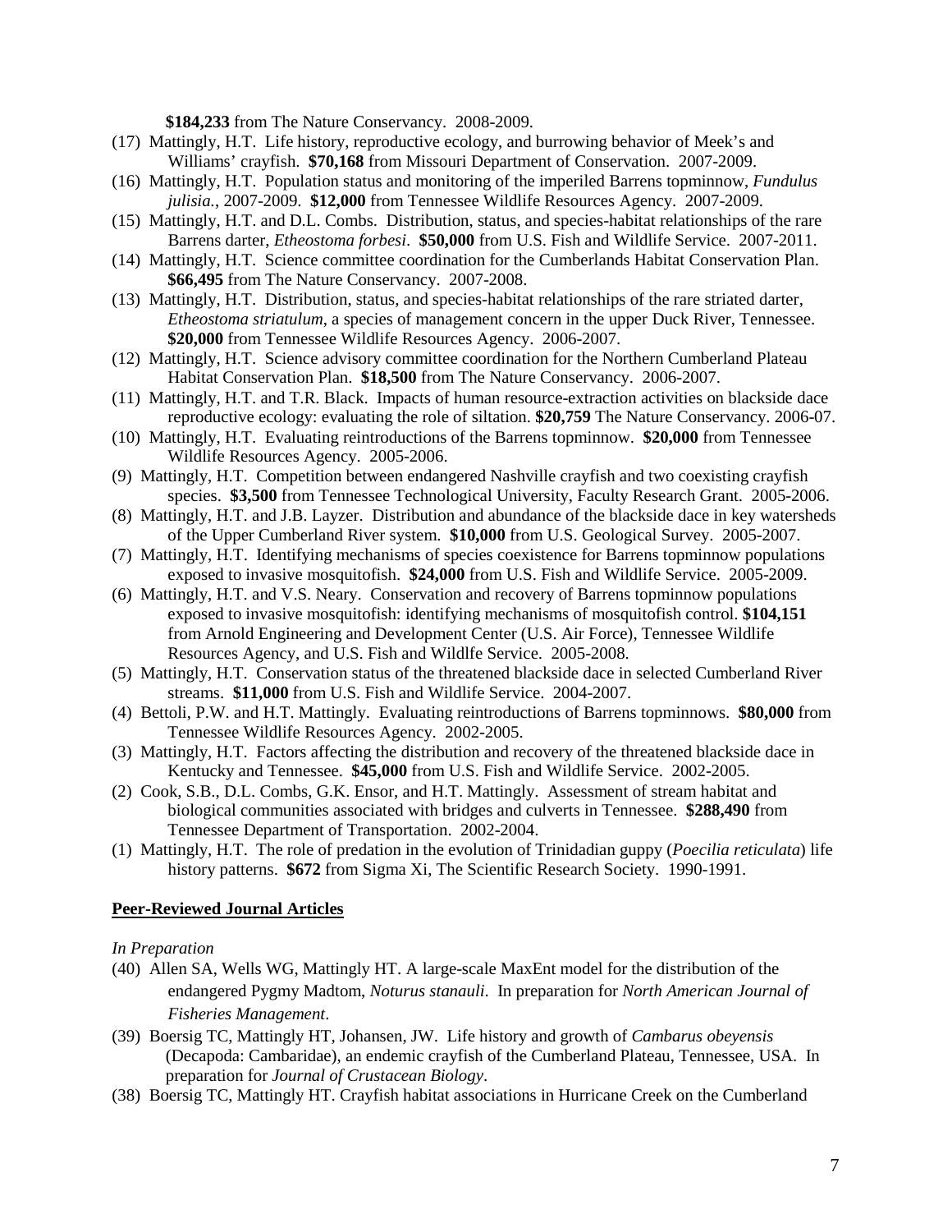**$184,233** from The Nature Conservancy. 2008-2009.

(17) Mattingly, H.T. Life history, reproductive ecology, and burrowing behavior of Meek's and Williams' crayfish. **$70,168** from Missouri Department of Conservation. 2007-2009.

(16) Mattingly, H.T. Population status and monitoring of the imperiled Barrens topminnow, *Fundulus julisia.*, 2007-2009. **$12,000** from Tennessee Wildlife Resources Agency. 2007-2009.

(15) Mattingly, H.T. and D.L. Combs. Distribution, status, and species-habitat relationships of the rare Barrens darter, *Etheostoma forbesi*. **$50,000** from U.S. Fish and Wildlife Service. 2007-2011.

(14) Mattingly, H.T. Science committee coordination for the Cumberlands Habitat Conservation Plan. **$66,495** from The Nature Conservancy. 2007-2008.

(13) Mattingly, H.T. Distribution, status, and species-habitat relationships of the rare striated darter, *Etheostoma striatulum*, a species of management concern in the upper Duck River, Tennessee. **$20,000** from Tennessee Wildlife Resources Agency. 2006-2007.

(12) Mattingly, H.T. Science advisory committee coordination for the Northern Cumberland Plateau Habitat Conservation Plan. **$18,500** from The Nature Conservancy. 2006-2007.

(11) Mattingly, H.T. and T.R. Black. Impacts of human resource-extraction activities on blackside dace reproductive ecology: evaluating the role of siltation. **$20,759** The Nature Conservancy. 2006-07.

(10) Mattingly, H.T. Evaluating reintroductions of the Barrens topminnow. **$20,000** from Tennessee Wildlife Resources Agency. 2005-2006.

(9) Mattingly, H.T. Competition between endangered Nashville crayfish and two coexisting crayfish species. **$3,500** from Tennessee Technological University, Faculty Research Grant. 2005-2006.

(8) Mattingly, H.T. and J.B. Layzer. Distribution and abundance of the blackside dace in key watersheds of the Upper Cumberland River system. **$10,000** from U.S. Geological Survey. 2005-2007.

(7) Mattingly, H.T. Identifying mechanisms of species coexistence for Barrens topminnow populations exposed to invasive mosquitofish. **$24,000** from U.S. Fish and Wildlife Service. 2005-2009.

(6) Mattingly, H.T. and V.S. Neary. Conservation and recovery of Barrens topminnow populations exposed to invasive mosquitofish: identifying mechanisms of mosquitofish control. **$104,151** from Arnold Engineering and Development Center (U.S. Air Force), Tennessee Wildlife Resources Agency, and U.S. Fish and Wildlfe Service. 2005-2008.

(5) Mattingly, H.T. Conservation status of the threatened blackside dace in selected Cumberland River streams. **$11,000** from U.S. Fish and Wildlife Service. 2004-2007.

(4) Bettoli, P.W. and H.T. Mattingly. Evaluating reintroductions of Barrens topminnows. **$80,000** from Tennessee Wildlife Resources Agency. 2002-2005.

(3) Mattingly, H.T. Factors affecting the distribution and recovery of the threatened blackside dace in Kentucky and Tennessee. **$45,000** from U.S. Fish and Wildlife Service. 2002-2005.

(2) Cook, S.B., D.L. Combs, G.K. Ensor, and H.T. Mattingly. Assessment of stream habitat and biological communities associated with bridges and culverts in Tennessee. **$288,490** from Tennessee Department of Transportation. 2002-2004.

(1) Mattingly, H.T. The role of predation in the evolution of Trinidadian guppy (*Poecilia reticulata*) life history patterns. **$672** from Sigma Xi, The Scientific Research Society. 1990-1991.

## Peer-Reviewed Journal Articles

*In Preparation*

(40) Allen SA, Wells WG, Mattingly HT. A large-scale MaxEnt model for the distribution of the endangered Pygmy Madtom, *Noturus stanauli*. In preparation for *North American Journal of Fisheries Management*.

(39) Boersig TC, Mattingly HT, Johansen, JW. Life history and growth of *Cambarus obeyensis* (Decapoda: Cambaridae), an endemic crayfish of the Cumberland Plateau, Tennessee, USA. In preparation for *Journal of Crustacean Biology*.

(38) Boersig TC, Mattingly HT. Crayfish habitat associations in Hurricane Creek on the Cumberland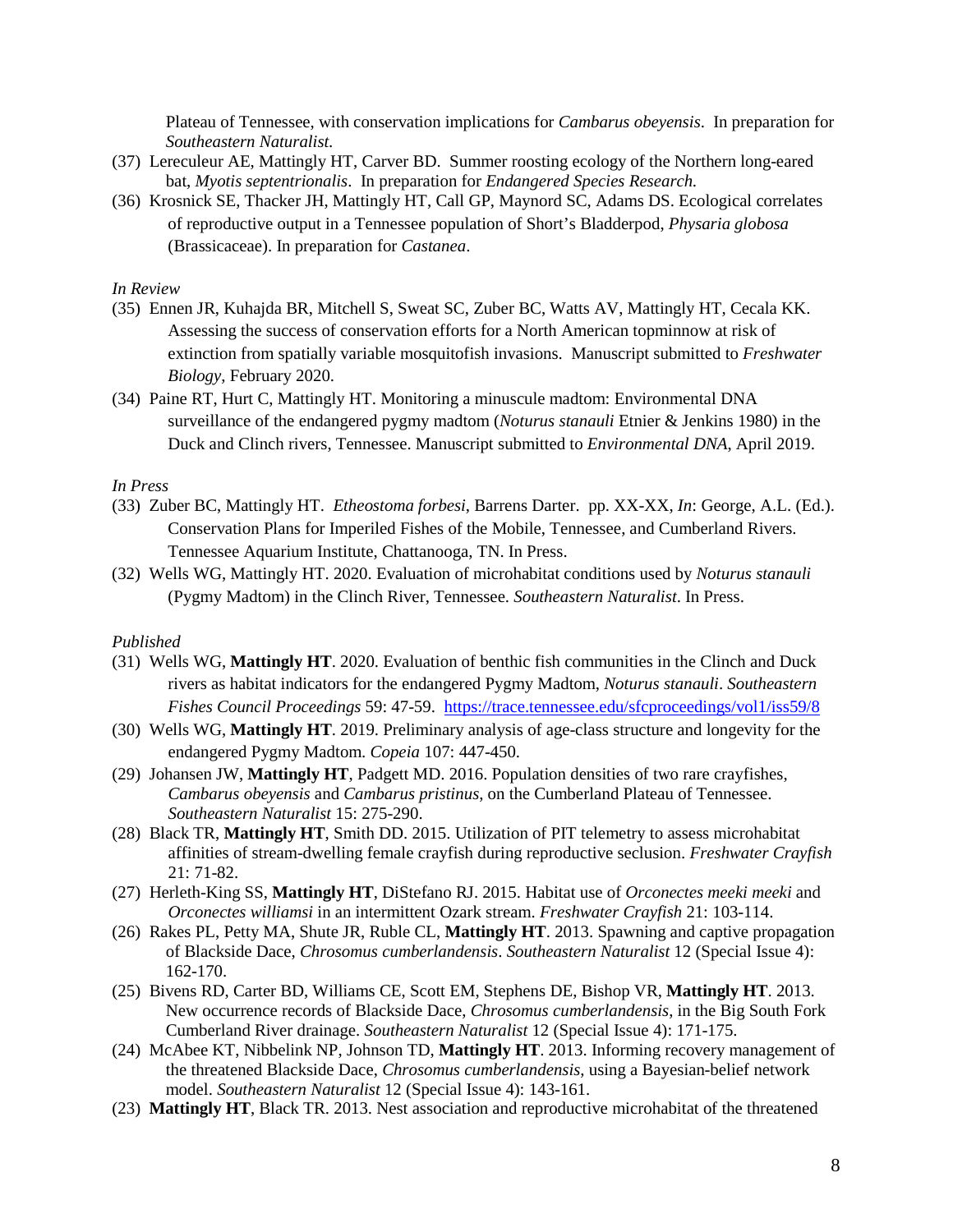Plateau of Tennessee, with conservation implications for *Cambarus obeyensis*. In preparation for *Southeastern Naturalist.*

(37) Lereculeur AE, Mattingly HT, Carver BD. Summer roosting ecology of the Northern long-eared bat, *Myotis septentrionalis*. In preparation for *Endangered Species Research.*

(36) Krosnick SE, Thacker JH, Mattingly HT, Call GP, Maynord SC, Adams DS. Ecological correlates of reproductive output in a Tennessee population of Short's Bladderpod, *Physaria globosa* (Brassicaceae). In preparation for *Castanea*.

*In Review*

(35) Ennen JR, Kuhajda BR, Mitchell S, Sweat SC, Zuber BC, Watts AV, Mattingly HT, Cecala KK. Assessing the success of conservation efforts for a North American topminnow at risk of extinction from spatially variable mosquitofish invasions. Manuscript submitted to *Freshwater Biology*, February 2020.

(34) Paine RT, Hurt C, Mattingly HT. Monitoring a minuscule madtom: Environmental DNA surveillance of the endangered pygmy madtom (*Noturus stanauli* Etnier & Jenkins 1980) in the Duck and Clinch rivers, Tennessee. Manuscript submitted to *Environmental DNA*, April 2019.

*In Press*

(33) Zuber BC, Mattingly HT. *Etheostoma forbesi*, Barrens Darter. pp. XX-XX, *In*: George, A.L. (Ed.). Conservation Plans for Imperiled Fishes of the Mobile, Tennessee, and Cumberland Rivers. Tennessee Aquarium Institute, Chattanooga, TN. In Press.

(32) Wells WG, Mattingly HT. 2020. Evaluation of microhabitat conditions used by *Noturus stanauli* (Pygmy Madtom) in the Clinch River, Tennessee. *Southeastern Naturalist*. In Press.

*Published*

(31) Wells WG, **Mattingly HT**. 2020. Evaluation of benthic fish communities in the Clinch and Duck rivers as habitat indicators for the endangered Pygmy Madtom, *Noturus stanauli*. *Southeastern Fishes Council Proceedings* 59: 47-59. https://trace.tennessee.edu/sfcproceedings/vol1/iss59/8

(30) Wells WG, **Mattingly HT**. 2019. Preliminary analysis of age-class structure and longevity for the endangered Pygmy Madtom. *Copeia* 107: 447-450.

(29) Johansen JW, **Mattingly HT**, Padgett MD. 2016. Population densities of two rare crayfishes, *Cambarus obeyensis* and *Cambarus pristinus*, on the Cumberland Plateau of Tennessee. *Southeastern Naturalist* 15: 275-290.

(28) Black TR, **Mattingly HT**, Smith DD. 2015. Utilization of PIT telemetry to assess microhabitat affinities of stream-dwelling female crayfish during reproductive seclusion. *Freshwater Crayfish* 21: 71-82.

(27) Herleth-King SS, **Mattingly HT**, DiStefano RJ. 2015. Habitat use of *Orconectes meeki meeki* and *Orconectes williamsi* in an intermittent Ozark stream. *Freshwater Crayfish* 21: 103-114.

(26) Rakes PL, Petty MA, Shute JR, Ruble CL, **Mattingly HT**. 2013. Spawning and captive propagation of Blackside Dace, *Chrosomus cumberlandensis*. *Southeastern Naturalist* 12 (Special Issue 4): 162-170.

(25) Bivens RD, Carter BD, Williams CE, Scott EM, Stephens DE, Bishop VR, **Mattingly HT**. 2013. New occurrence records of Blackside Dace, *Chrosomus cumberlandensis*, in the Big South Fork Cumberland River drainage. *Southeastern Naturalist* 12 (Special Issue 4): 171-175.

(24) McAbee KT, Nibbelink NP, Johnson TD, **Mattingly HT**. 2013. Informing recovery management of the threatened Blackside Dace, *Chrosomus cumberlandensis*, using a Bayesian-belief network model. *Southeastern Naturalist* 12 (Special Issue 4): 143-161.

(23) **Mattingly HT**, Black TR. 2013. Nest association and reproductive microhabitat of the threatened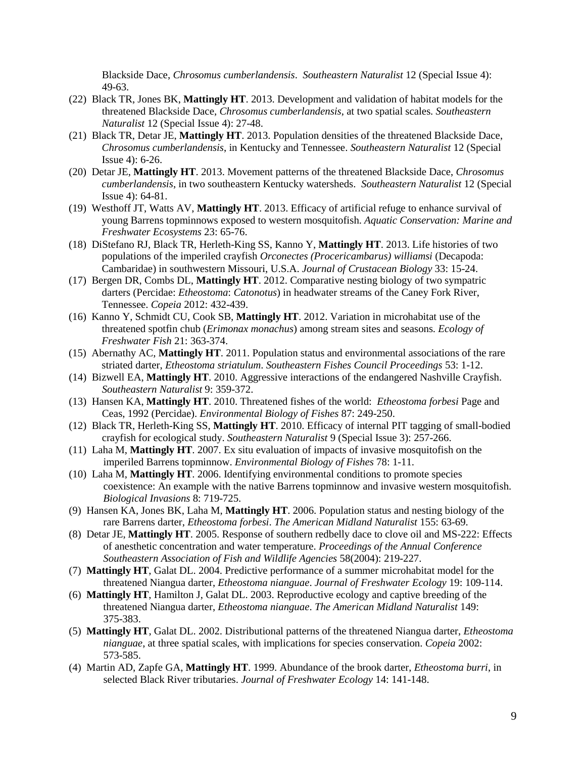Blackside Dace, *Chrosomus cumberlandensis*. *Southeastern Naturalist* 12 (Special Issue 4): 49-63.

(22) Black TR, Jones BK, **Mattingly HT**. 2013. Development and validation of habitat models for the threatened Blackside Dace, *Chrosomus cumberlandensis*, at two spatial scales. *Southeastern Naturalist* 12 (Special Issue 4): 27-48.

(21) Black TR, Detar JE, **Mattingly HT**. 2013. Population densities of the threatened Blackside Dace, *Chrosomus cumberlandensis*, in Kentucky and Tennessee. *Southeastern Naturalist* 12 (Special Issue 4): 6-26.

(20) Detar JE, **Mattingly HT**. 2013. Movement patterns of the threatened Blackside Dace, *Chrosomus cumberlandensis*, in two southeastern Kentucky watersheds. *Southeastern Naturalist* 12 (Special Issue 4): 64-81.

(19) Westhoff JT, Watts AV, **Mattingly HT**. 2013. Efficacy of artificial refuge to enhance survival of young Barrens topminnows exposed to western mosquitofish. *Aquatic Conservation: Marine and Freshwater Ecosystems* 23: 65-76.

(18) DiStefano RJ, Black TR, Herleth-King SS, Kanno Y, **Mattingly HT**. 2013. Life histories of two populations of the imperiled crayfish *Orconectes (Procericambarus) williamsi* (Decapoda: Cambaridae) in southwestern Missouri, U.S.A. *Journal of Crustacean Biology* 33: 15-24.

(17) Bergen DR, Combs DL, **Mattingly HT**. 2012. Comparative nesting biology of two sympatric darters (Percidae: *Etheostoma*: *Catonotus*) in headwater streams of the Caney Fork River, Tennessee. *Copeia* 2012: 432-439.

(16) Kanno Y, Schmidt CU, Cook SB, **Mattingly HT**. 2012. Variation in microhabitat use of the threatened spotfin chub (*Erimonax monachus*) among stream sites and seasons. *Ecology of Freshwater Fish* 21: 363-374.

(15) Abernathy AC, **Mattingly HT**. 2011. Population status and environmental associations of the rare striated darter, *Etheostoma striatulum*. *Southeastern Fishes Council Proceedings* 53: 1-12.

(14) Bizwell EA, **Mattingly HT**. 2010. Aggressive interactions of the endangered Nashville Crayfish. *Southeastern Naturalist* 9: 359-372.

(13) Hansen KA, **Mattingly HT**. 2010. Threatened fishes of the world: *Etheostoma forbesi* Page and Ceas, 1992 (Percidae). *Environmental Biology of Fishes* 87: 249-250.

(12) Black TR, Herleth-King SS, **Mattingly HT**. 2010. Efficacy of internal PIT tagging of small-bodied crayfish for ecological study. *Southeastern Naturalist* 9 (Special Issue 3): 257-266.

(11) Laha M, **Mattingly HT**. 2007. Ex situ evaluation of impacts of invasive mosquitofish on the imperiled Barrens topminnow. *Environmental Biology of Fishes* 78: 1-11.

(10) Laha M, **Mattingly HT**. 2006. Identifying environmental conditions to promote species coexistence: An example with the native Barrens topminnow and invasive western mosquitofish. *Biological Invasions* 8: 719-725.

(9) Hansen KA, Jones BK, Laha M, **Mattingly HT**. 2006. Population status and nesting biology of the rare Barrens darter, *Etheostoma forbesi*. *The American Midland Naturalist* 155: 63-69.

(8) Detar JE, **Mattingly HT**. 2005. Response of southern redbelly dace to clove oil and MS-222: Effects of anesthetic concentration and water temperature. *Proceedings of the Annual Conference Southeastern Association of Fish and Wildlife Agencies* 58(2004): 219-227.

(7) **Mattingly HT**, Galat DL. 2004. Predictive performance of a summer microhabitat model for the threatened Niangua darter, *Etheostoma nianguae*. *Journal of Freshwater Ecology* 19: 109-114.

(6) **Mattingly HT**, Hamilton J, Galat DL. 2003. Reproductive ecology and captive breeding of the threatened Niangua darter, *Etheostoma nianguae*. *The American Midland Naturalist* 149: 375-383.

(5) **Mattingly HT**, Galat DL. 2002. Distributional patterns of the threatened Niangua darter, *Etheostoma nianguae*, at three spatial scales, with implications for species conservation. *Copeia* 2002: 573-585.

(4) Martin AD, Zapfe GA, **Mattingly HT**. 1999. Abundance of the brook darter, *Etheostoma burri*, in selected Black River tributaries. *Journal of Freshwater Ecology* 14: 141-148.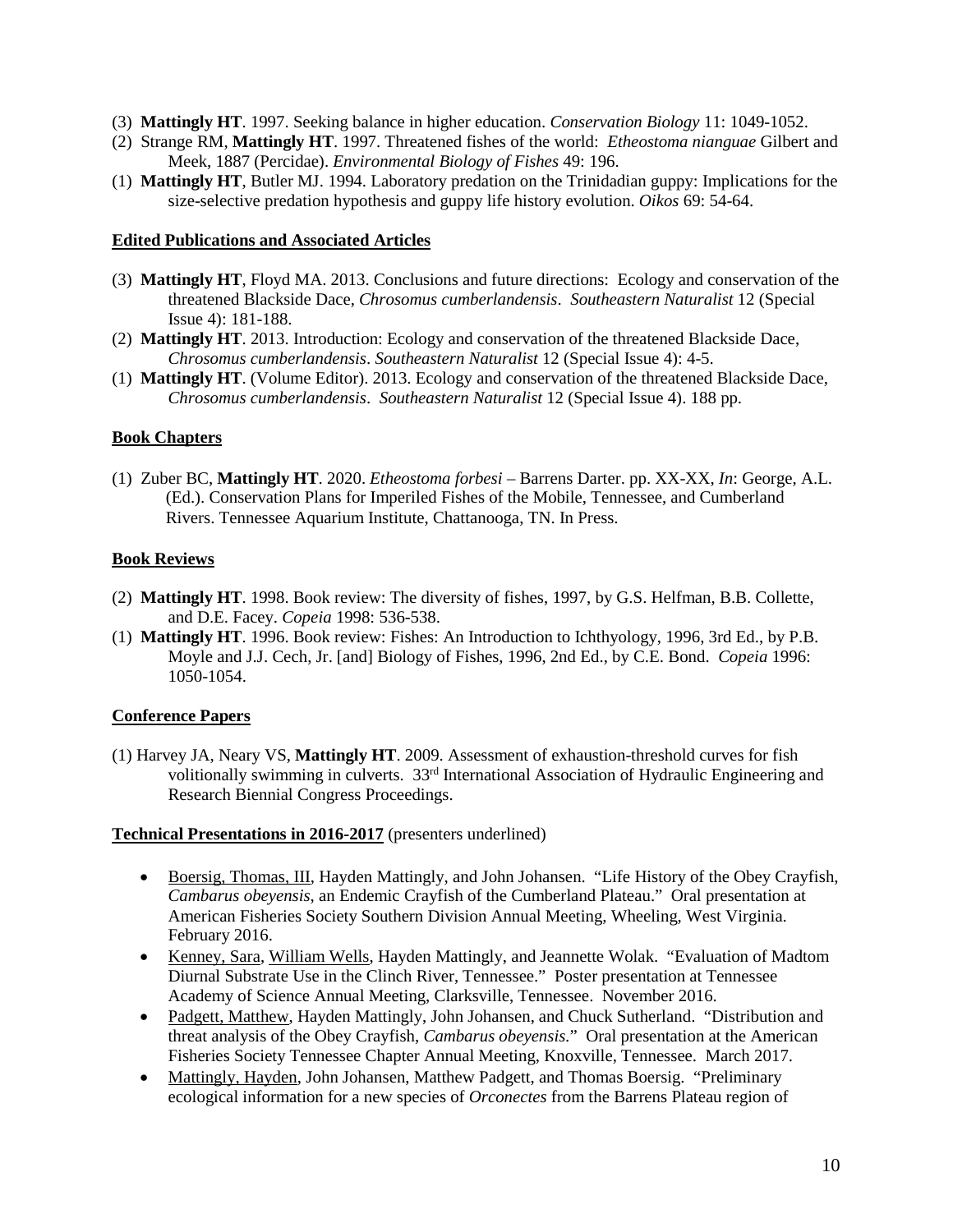(3) **Mattingly HT**. 1997. Seeking balance in higher education. *Conservation Biology* 11: 1049-1052.

(2) Strange RM, **Mattingly HT**. 1997. Threatened fishes of the world: *Etheostoma nianguae* Gilbert and Meek, 1887 (Percidae). *Environmental Biology of Fishes* 49: 196.

(1) **Mattingly HT**, Butler MJ. 1994. Laboratory predation on the Trinidadian guppy: Implications for the size-selective predation hypothesis and guppy life history evolution. *Oikos* 69: 54-64.

**Edited Publications and Associated Articles**

(3) **Mattingly HT**, Floyd MA. 2013. Conclusions and future directions: Ecology and conservation of the threatened Blackside Dace, *Chrosomus cumberlandensis*. *Southeastern Naturalist* 12 (Special Issue 4): 181-188.

(2) **Mattingly HT**. 2013. Introduction: Ecology and conservation of the threatened Blackside Dace, *Chrosomus cumberlandensis*. *Southeastern Naturalist* 12 (Special Issue 4): 4-5.

(1) **Mattingly HT**. (Volume Editor). 2013. Ecology and conservation of the threatened Blackside Dace, *Chrosomus cumberlandensis*. *Southeastern Naturalist* 12 (Special Issue 4). 188 pp.

**Book Chapters**

(1) Zuber BC, **Mattingly HT**. 2020. *Etheostoma forbesi* – Barrens Darter. pp. XX-XX, *In*: George, A.L. (Ed.). Conservation Plans for Imperiled Fishes of the Mobile, Tennessee, and Cumberland Rivers. Tennessee Aquarium Institute, Chattanooga, TN. In Press.

**Book Reviews**

(2) **Mattingly HT**. 1998. Book review: The diversity of fishes, 1997, by G.S. Helfman, B.B. Collette, and D.E. Facey. *Copeia* 1998: 536-538.

(1) **Mattingly HT**. 1996. Book review: Fishes: An Introduction to Ichthyology, 1996, 3rd Ed., by P.B. Moyle and J.J. Cech, Jr. [and] Biology of Fishes, 1996, 2nd Ed., by C.E. Bond. *Copeia* 1996: 1050-1054.

**Conference Papers**

(1) Harvey JA, Neary VS, **Mattingly HT**. 2009. Assessment of exhaustion-threshold curves for fish volitionally swimming in culverts. 33rd International Association of Hydraulic Engineering and Research Biennial Congress Proceedings.

**Technical Presentations in 2016-2017** (presenters underlined)

- Boersig, Thomas, III, Hayden Mattingly, and John Johansen. "Life History of the Obey Crayfish, *Cambarus obeyensis*, an Endemic Crayfish of the Cumberland Plateau." Oral presentation at American Fisheries Society Southern Division Annual Meeting, Wheeling, West Virginia. February 2016.
- Kenney, Sara, William Wells, Hayden Mattingly, and Jeannette Wolak. "Evaluation of Madtom Diurnal Substrate Use in the Clinch River, Tennessee." Poster presentation at Tennessee Academy of Science Annual Meeting, Clarksville, Tennessee. November 2016.
- Padgett, Matthew, Hayden Mattingly, John Johansen, and Chuck Sutherland. "Distribution and threat analysis of the Obey Crayfish, *Cambarus obeyensis*." Oral presentation at the American Fisheries Society Tennessee Chapter Annual Meeting, Knoxville, Tennessee. March 2017.
- Mattingly, Hayden, John Johansen, Matthew Padgett, and Thomas Boersig. "Preliminary ecological information for a new species of *Orconectes* from the Barrens Plateau region of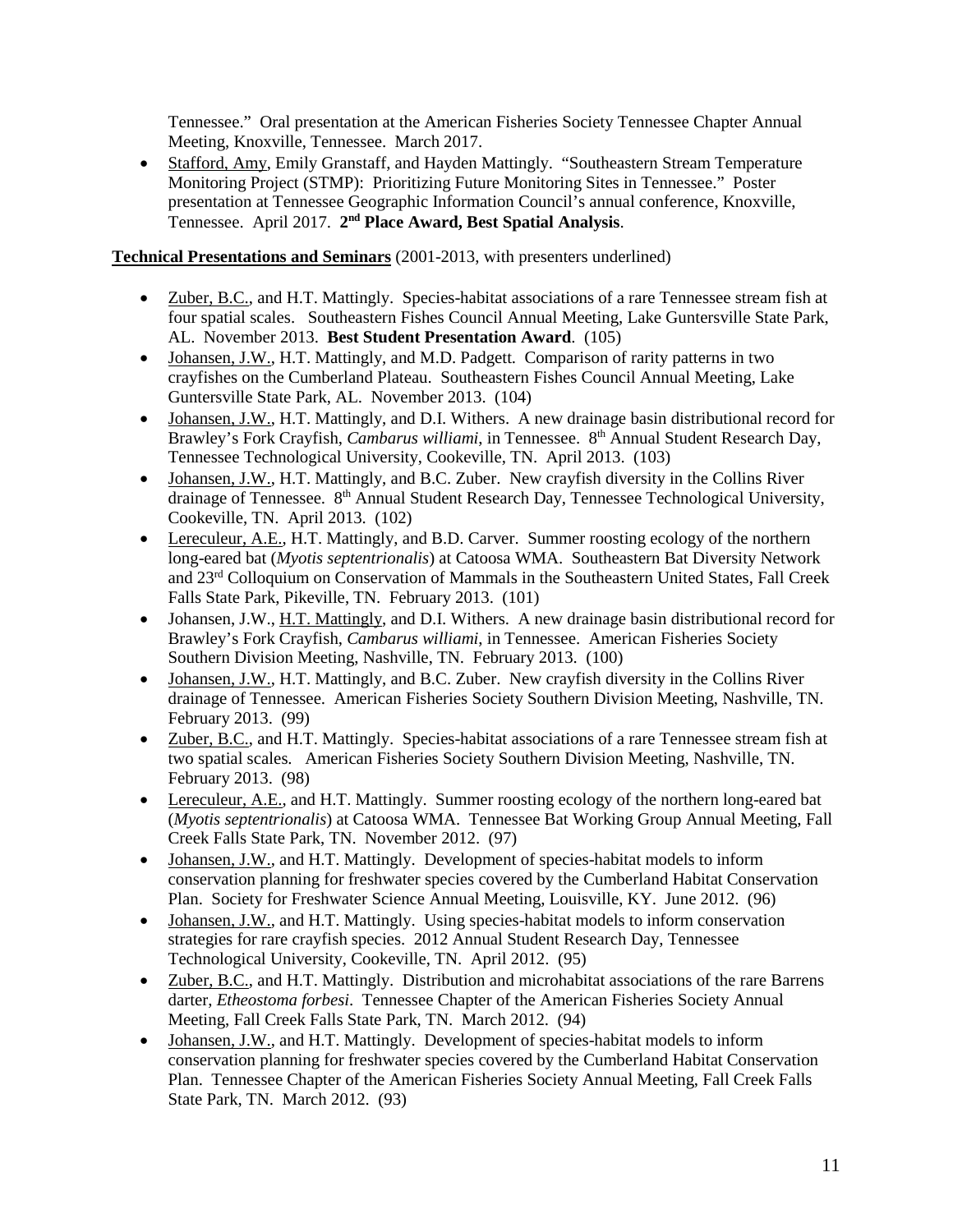Tennessee." Oral presentation at the American Fisheries Society Tennessee Chapter Annual Meeting, Knoxville, Tennessee. March 2017.

- Stafford, Amy, Emily Granstaff, and Hayden Mattingly. "Southeastern Stream Temperature Monitoring Project (STMP): Prioritizing Future Monitoring Sites in Tennessee." Poster presentation at Tennessee Geographic Information Council's annual conference, Knoxville, Tennessee. April 2017. **2nd Place Award, Best Spatial Analysis**.

**Technical Presentations and Seminars** (2001-2013, with presenters underlined)

- Zuber, B.C., and H.T. Mattingly. Species-habitat associations of a rare Tennessee stream fish at four spatial scales. Southeastern Fishes Council Annual Meeting, Lake Guntersville State Park, AL. November 2013. **Best Student Presentation Award**. (105)
- Johansen, J.W., H.T. Mattingly, and M.D. Padgett. Comparison of rarity patterns in two crayfishes on the Cumberland Plateau. Southeastern Fishes Council Annual Meeting, Lake Guntersville State Park, AL. November 2013. (104)
- Johansen, J.W., H.T. Mattingly, and D.I. Withers. A new drainage basin distributional record for Brawley's Fork Crayfish, *Cambarus williami*, in Tennessee. 8th Annual Student Research Day, Tennessee Technological University, Cookeville, TN. April 2013. (103)
- Johansen, J.W., H.T. Mattingly, and B.C. Zuber. New crayfish diversity in the Collins River drainage of Tennessee. 8th Annual Student Research Day, Tennessee Technological University, Cookeville, TN. April 2013. (102)
- Lereculeur, A.E., H.T. Mattingly, and B.D. Carver. Summer roosting ecology of the northern long-eared bat (*Myotis septentrionalis*) at Catoosa WMA. Southeastern Bat Diversity Network and 23rd Colloquium on Conservation of Mammals in the Southeastern United States, Fall Creek Falls State Park, Pikeville, TN. February 2013. (101)
- Johansen, J.W., H.T. Mattingly, and D.I. Withers. A new drainage basin distributional record for Brawley's Fork Crayfish, *Cambarus williami*, in Tennessee. American Fisheries Society Southern Division Meeting, Nashville, TN. February 2013. (100)
- Johansen, J.W., H.T. Mattingly, and B.C. Zuber. New crayfish diversity in the Collins River drainage of Tennessee. American Fisheries Society Southern Division Meeting, Nashville, TN. February 2013. (99)
- Zuber, B.C., and H.T. Mattingly. Species-habitat associations of a rare Tennessee stream fish at two spatial scales. American Fisheries Society Southern Division Meeting, Nashville, TN. February 2013. (98)
- Lereculeur, A.E., and H.T. Mattingly. Summer roosting ecology of the northern long-eared bat (*Myotis septentrionalis*) at Catoosa WMA. Tennessee Bat Working Group Annual Meeting, Fall Creek Falls State Park, TN. November 2012. (97)
- Johansen, J.W., and H.T. Mattingly. Development of species-habitat models to inform conservation planning for freshwater species covered by the Cumberland Habitat Conservation Plan. Society for Freshwater Science Annual Meeting, Louisville, KY. June 2012. (96)
- Johansen, J.W., and H.T. Mattingly. Using species-habitat models to inform conservation strategies for rare crayfish species. 2012 Annual Student Research Day, Tennessee Technological University, Cookeville, TN. April 2012. (95)
- Zuber, B.C., and H.T. Mattingly. Distribution and microhabitat associations of the rare Barrens darter, *Etheostoma forbesi*. Tennessee Chapter of the American Fisheries Society Annual Meeting, Fall Creek Falls State Park, TN. March 2012. (94)
- Johansen, J.W., and H.T. Mattingly. Development of species-habitat models to inform conservation planning for freshwater species covered by the Cumberland Habitat Conservation Plan. Tennessee Chapter of the American Fisheries Society Annual Meeting, Fall Creek Falls State Park, TN. March 2012. (93)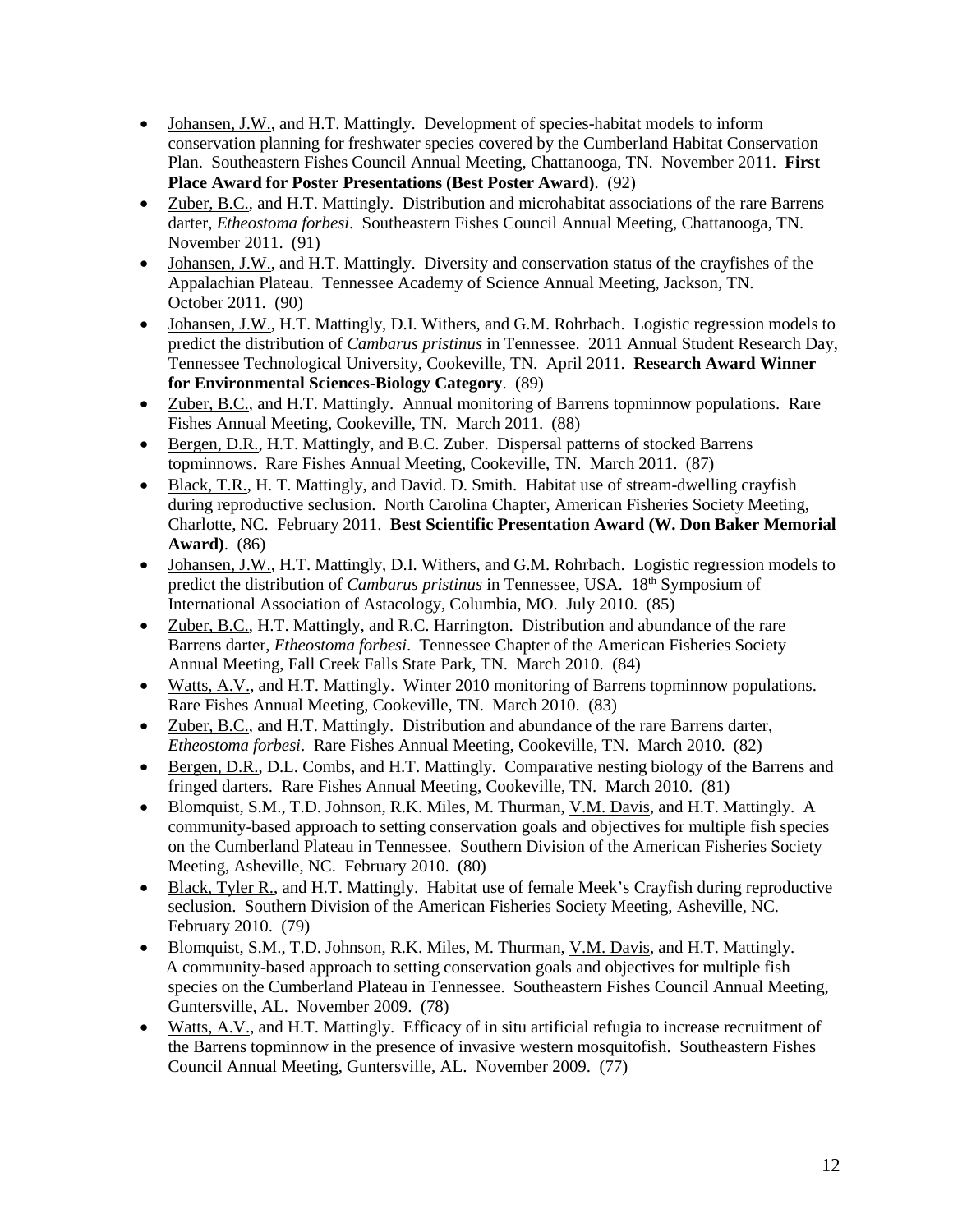- Johansen, J.W., and H.T. Mattingly. Development of species-habitat models to inform conservation planning for freshwater species covered by the Cumberland Habitat Conservation Plan. Southeastern Fishes Council Annual Meeting, Chattanooga, TN. November 2011. **First Place Award for Poster Presentations (Best Poster Award)**. (92)
- Zuber, B.C., and H.T. Mattingly. Distribution and microhabitat associations of the rare Barrens darter, *Etheostoma forbesi*. Southeastern Fishes Council Annual Meeting, Chattanooga, TN. November 2011. (91)
- Johansen, J.W., and H.T. Mattingly. Diversity and conservation status of the crayfishes of the Appalachian Plateau. Tennessee Academy of Science Annual Meeting, Jackson, TN. October 2011. (90)
- Johansen, J.W., H.T. Mattingly, D.I. Withers, and G.M. Rohrbach. Logistic regression models to predict the distribution of *Cambarus pristinus* in Tennessee. 2011 Annual Student Research Day, Tennessee Technological University, Cookeville, TN. April 2011. **Research Award Winner for Environmental Sciences-Biology Category**. (89)
- Zuber, B.C., and H.T. Mattingly. Annual monitoring of Barrens topminnow populations. Rare Fishes Annual Meeting, Cookeville, TN. March 2011. (88)
- Bergen, D.R., H.T. Mattingly, and B.C. Zuber. Dispersal patterns of stocked Barrens topminnows. Rare Fishes Annual Meeting, Cookeville, TN. March 2011. (87)
- Black, T.R., H. T. Mattingly, and David. D. Smith. Habitat use of stream-dwelling crayfish during reproductive seclusion. North Carolina Chapter, American Fisheries Society Meeting, Charlotte, NC. February 2011. **Best Scientific Presentation Award (W. Don Baker Memorial Award)**. (86)
- Johansen, J.W., H.T. Mattingly, D.I. Withers, and G.M. Rohrbach. Logistic regression models to predict the distribution of *Cambarus pristinus* in Tennessee, USA. 18th Symposium of International Association of Astacology, Columbia, MO. July 2010. (85)
- Zuber, B.C., H.T. Mattingly, and R.C. Harrington. Distribution and abundance of the rare Barrens darter, *Etheostoma forbesi*. Tennessee Chapter of the American Fisheries Society Annual Meeting, Fall Creek Falls State Park, TN. March 2010. (84)
- Watts, A.V., and H.T. Mattingly. Winter 2010 monitoring of Barrens topminnow populations. Rare Fishes Annual Meeting, Cookeville, TN. March 2010. (83)
- Zuber, B.C., and H.T. Mattingly. Distribution and abundance of the rare Barrens darter, *Etheostoma forbesi*. Rare Fishes Annual Meeting, Cookeville, TN. March 2010. (82)
- Bergen, D.R., D.L. Combs, and H.T. Mattingly. Comparative nesting biology of the Barrens and fringed darters. Rare Fishes Annual Meeting, Cookeville, TN. March 2010. (81)
- Blomquist, S.M., T.D. Johnson, R.K. Miles, M. Thurman, V.M. Davis, and H.T. Mattingly. A community-based approach to setting conservation goals and objectives for multiple fish species on the Cumberland Plateau in Tennessee. Southern Division of the American Fisheries Society Meeting, Asheville, NC. February 2010. (80)
- Black, Tyler R., and H.T. Mattingly. Habitat use of female Meek's Crayfish during reproductive seclusion. Southern Division of the American Fisheries Society Meeting, Asheville, NC. February 2010. (79)
- Blomquist, S.M., T.D. Johnson, R.K. Miles, M. Thurman, V.M. Davis, and H.T. Mattingly. A community-based approach to setting conservation goals and objectives for multiple fish species on the Cumberland Plateau in Tennessee. Southeastern Fishes Council Annual Meeting, Guntersville, AL. November 2009. (78)
- Watts, A.V., and H.T. Mattingly. Efficacy of in situ artificial refugia to increase recruitment of the Barrens topminnow in the presence of invasive western mosquitofish. Southeastern Fishes Council Annual Meeting, Guntersville, AL. November 2009. (77)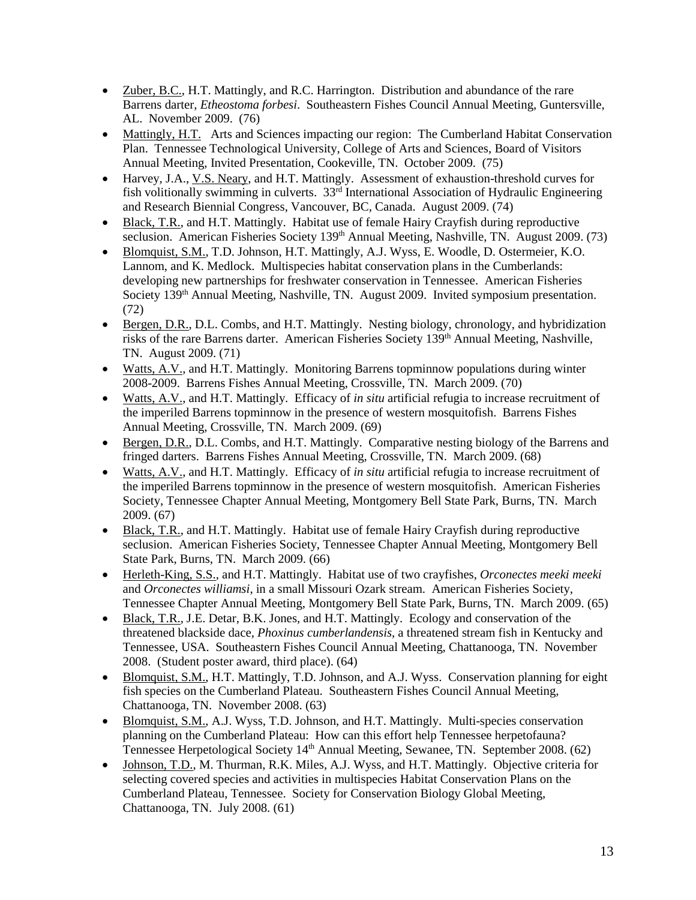- Zuber, B.C., H.T. Mattingly, and R.C. Harrington. Distribution and abundance of the rare Barrens darter, *Etheostoma forbesi*. Southeastern Fishes Council Annual Meeting, Guntersville, AL. November 2009. (76)
- Mattingly, H.T. Arts and Sciences impacting our region: The Cumberland Habitat Conservation Plan. Tennessee Technological University, College of Arts and Sciences, Board of Visitors Annual Meeting, Invited Presentation, Cookeville, TN. October 2009. (75)
- Harvey, J.A., V.S. Neary, and H.T. Mattingly. Assessment of exhaustion-threshold curves for fish volitionally swimming in culverts. 33rd International Association of Hydraulic Engineering and Research Biennial Congress, Vancouver, BC, Canada. August 2009. (74)
- Black, T.R., and H.T. Mattingly. Habitat use of female Hairy Crayfish during reproductive seclusion. American Fisheries Society 139th Annual Meeting, Nashville, TN. August 2009. (73)
- Blomquist, S.M., T.D. Johnson, H.T. Mattingly, A.J. Wyss, E. Woodle, D. Ostermeier, K.O. Lannom, and K. Medlock. Multispecies habitat conservation plans in the Cumberlands: developing new partnerships for freshwater conservation in Tennessee. American Fisheries Society 139th Annual Meeting, Nashville, TN. August 2009. Invited symposium presentation. (72)
- Bergen, D.R., D.L. Combs, and H.T. Mattingly. Nesting biology, chronology, and hybridization risks of the rare Barrens darter. American Fisheries Society 139th Annual Meeting, Nashville, TN. August 2009. (71)
- Watts, A.V., and H.T. Mattingly. Monitoring Barrens topminnow populations during winter 2008-2009. Barrens Fishes Annual Meeting, Crossville, TN. March 2009. (70)
- Watts, A.V., and H.T. Mattingly. Efficacy of *in situ* artificial refugia to increase recruitment of the imperiled Barrens topminnow in the presence of western mosquitofish. Barrens Fishes Annual Meeting, Crossville, TN. March 2009. (69)
- Bergen, D.R., D.L. Combs, and H.T. Mattingly. Comparative nesting biology of the Barrens and fringed darters. Barrens Fishes Annual Meeting, Crossville, TN. March 2009. (68)
- Watts, A.V., and H.T. Mattingly. Efficacy of *in situ* artificial refugia to increase recruitment of the imperiled Barrens topminnow in the presence of western mosquitofish. American Fisheries Society, Tennessee Chapter Annual Meeting, Montgomery Bell State Park, Burns, TN. March 2009. (67)
- Black, T.R., and H.T. Mattingly. Habitat use of female Hairy Crayfish during reproductive seclusion. American Fisheries Society, Tennessee Chapter Annual Meeting, Montgomery Bell State Park, Burns, TN. March 2009. (66)
- Herleth-King, S.S., and H.T. Mattingly. Habitat use of two crayfishes, *Orconectes meeki meeki* and *Orconectes williamsi*, in a small Missouri Ozark stream. American Fisheries Society, Tennessee Chapter Annual Meeting, Montgomery Bell State Park, Burns, TN. March 2009. (65)
- Black, T.R., J.E. Detar, B.K. Jones, and H.T. Mattingly. Ecology and conservation of the threatened blackside dace, *Phoxinus cumberlandensis*, a threatened stream fish in Kentucky and Tennessee, USA. Southeastern Fishes Council Annual Meeting, Chattanooga, TN. November 2008. (Student poster award, third place). (64)
- Blomquist, S.M., H.T. Mattingly, T.D. Johnson, and A.J. Wyss. Conservation planning for eight fish species on the Cumberland Plateau. Southeastern Fishes Council Annual Meeting, Chattanooga, TN. November 2008. (63)
- Blomquist, S.M., A.J. Wyss, T.D. Johnson, and H.T. Mattingly. Multi-species conservation planning on the Cumberland Plateau: How can this effort help Tennessee herpetofauna? Tennessee Herpetological Society 14th Annual Meeting, Sewanee, TN. September 2008. (62)
- Johnson, T.D., M. Thurman, R.K. Miles, A.J. Wyss, and H.T. Mattingly. Objective criteria for selecting covered species and activities in multispecies Habitat Conservation Plans on the Cumberland Plateau, Tennessee. Society for Conservation Biology Global Meeting, Chattanooga, TN. July 2008. (61)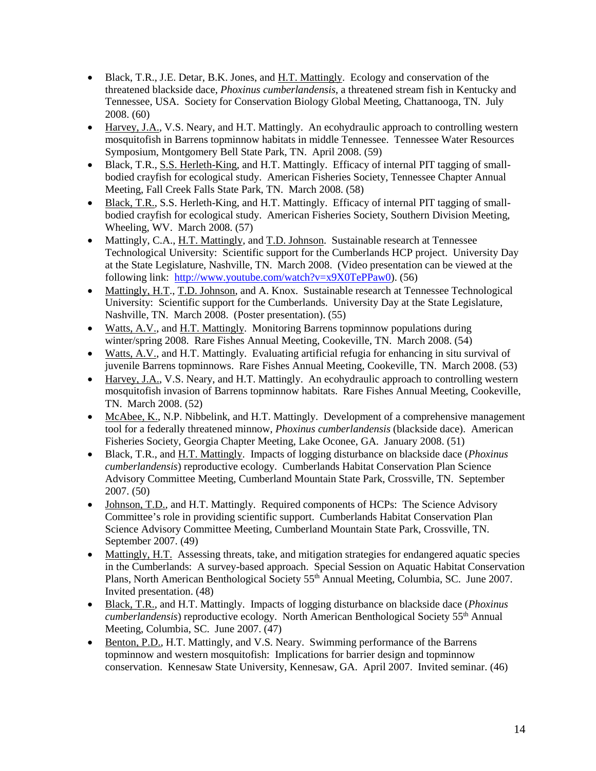- Black, T.R., J.E. Detar, B.K. Jones, and <u>H.T. Mattingly</u>. Ecology and conservation of the threatened blackside dace, *Phoxinus cumberlandensis*, a threatened stream fish in Kentucky and Tennessee, USA. Society for Conservation Biology Global Meeting, Chattanooga, TN. July 2008. (60)
- <u>Harvey, J.A.</u>, V.S. Neary, and H.T. Mattingly. An ecohydraulic approach to controlling western mosquitofish in Barrens topminnow habitats in middle Tennessee. Tennessee Water Resources Symposium, Montgomery Bell State Park, TN. April 2008. (59)
- Black, T.R., <u>S.S. Herleth-King</u>, and H.T. Mattingly. Efficacy of internal PIT tagging of small-bodied crayfish for ecological study. American Fisheries Society, Tennessee Chapter Annual Meeting, Fall Creek Falls State Park, TN. March 2008. (58)
- <u>Black, T.R.</u>, S.S. Herleth-King, and H.T. Mattingly. Efficacy of internal PIT tagging of small-bodied crayfish for ecological study. American Fisheries Society, Southern Division Meeting, Wheeling, WV. March 2008. (57)
- Mattingly, C.A., <u>H.T. Mattingly</u>, and <u>T.D. Johnson</u>. Sustainable research at Tennessee Technological University: Scientific support for the Cumberlands HCP project. University Day at the State Legislature, Nashville, TN. March 2008. (Video presentation can be viewed at the following link: [http://www.youtube.com/watch?v=x9X0TePPaw0](http://www.youtube.com/watch?v=x9X0TePPaw0)). (56)
- <u>Mattingly, H.T.</u>, <u>T.D. Johnson</u>, and A. Knox. Sustainable research at Tennessee Technological University: Scientific support for the Cumberlands. University Day at the State Legislature, Nashville, TN. March 2008. (Poster presentation). (55)
- <u>Watts, A.V.</u>, and <u>H.T. Mattingly</u>. Monitoring Barrens topminnow populations during winter/spring 2008. Rare Fishes Annual Meeting, Cookeville, TN. March 2008. (54)
- <u>Watts, A.V.</u>, and H.T. Mattingly. Evaluating artificial refugia for enhancing in situ survival of juvenile Barrens topminnows. Rare Fishes Annual Meeting, Cookeville, TN. March 2008. (53)
- <u>Harvey, J.A.</u>, V.S. Neary, and H.T. Mattingly. An ecohydraulic approach to controlling western mosquitofish invasion of Barrens topminnow habitats. Rare Fishes Annual Meeting, Cookeville, TN. March 2008. (52)
- <u>McAbee, K.</u>, N.P. Nibbelink, and H.T. Mattingly. Development of a comprehensive management tool for a federally threatened minnow, *Phoxinus cumberlandensis* (blackside dace). American Fisheries Society, Georgia Chapter Meeting, Lake Oconee, GA. January 2008. (51)
- Black, T.R., and <u>H.T. Mattingly</u>. Impacts of logging disturbance on blackside dace (*Phoxinus cumberlandensis*) reproductive ecology. Cumberlands Habitat Conservation Plan Science Advisory Committee Meeting, Cumberland Mountain State Park, Crossville, TN. September 2007. (50)
- <u>Johnson, T.D.</u>, and H.T. Mattingly. Required components of HCPs: The Science Advisory Committee's role in providing scientific support. Cumberlands Habitat Conservation Plan Science Advisory Committee Meeting, Cumberland Mountain State Park, Crossville, TN. September 2007. (49)
- <u>Mattingly, H.T.</u> Assessing threats, take, and mitigation strategies for endangered aquatic species in the Cumberlands: A survey-based approach. Special Session on Aquatic Habitat Conservation Plans, North American Benthological Society 55th Annual Meeting, Columbia, SC. June 2007. Invited presentation. (48)
- <u>Black, T.R.</u>, and H.T. Mattingly. Impacts of logging disturbance on blackside dace (*Phoxinus cumberlandensis*) reproductive ecology. North American Benthological Society 55th Annual Meeting, Columbia, SC. June 2007. (47)
- <u>Benton, P.D.</u>, H.T. Mattingly, and V.S. Neary. Swimming performance of the Barrens topminnow and western mosquitofish: Implications for barrier design and topminnow conservation. Kennesaw State University, Kennesaw, GA. April 2007. Invited seminar. (46)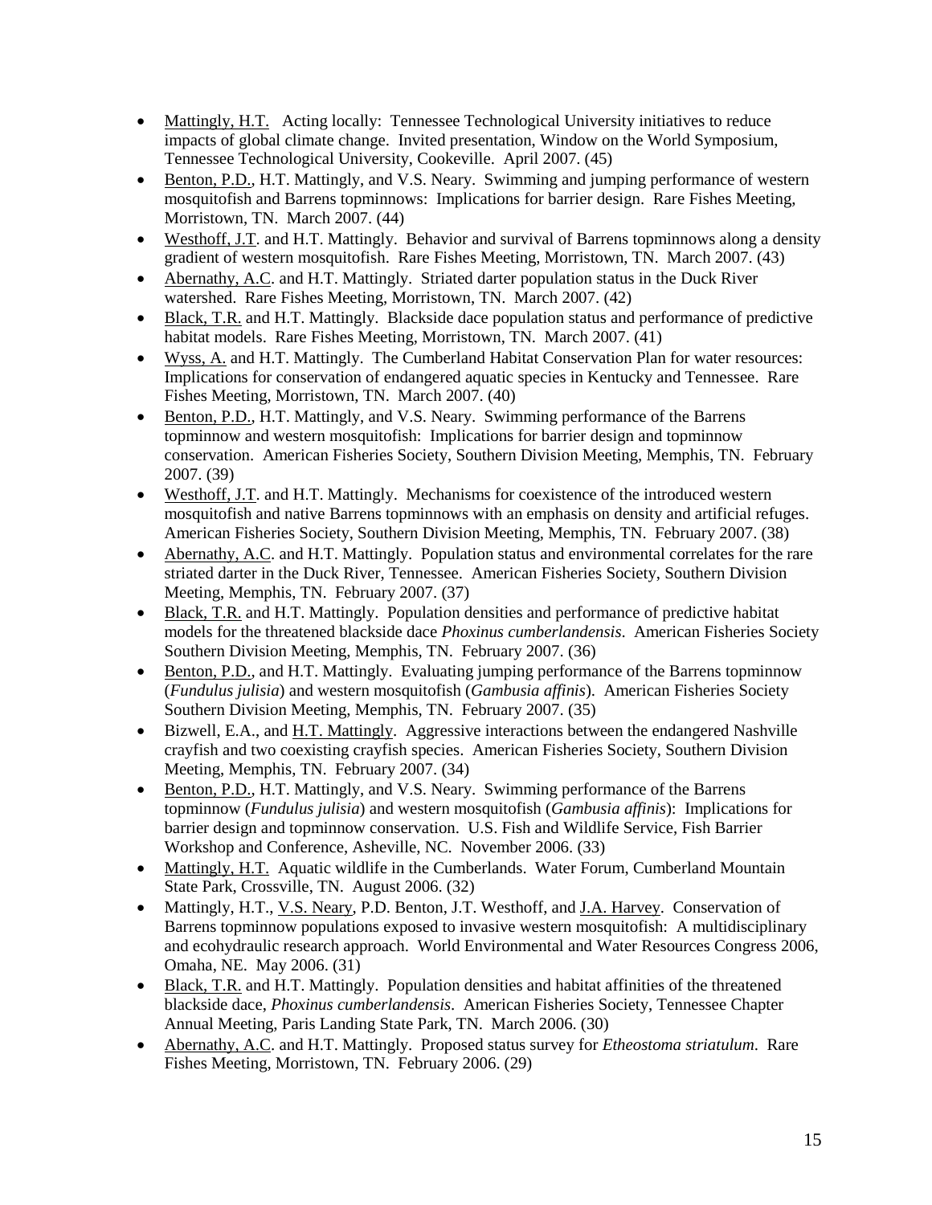- Mattingly, H.T. Acting locally: Tennessee Technological University initiatives to reduce impacts of global climate change. Invited presentation, Window on the World Symposium, Tennessee Technological University, Cookeville. April 2007. (45)
- Benton, P.D., H.T. Mattingly, and V.S. Neary. Swimming and jumping performance of western mosquitofish and Barrens topminnows: Implications for barrier design. Rare Fishes Meeting, Morristown, TN. March 2007. (44)
- Westhoff, J.T. and H.T. Mattingly. Behavior and survival of Barrens topminnows along a density gradient of western mosquitofish. Rare Fishes Meeting, Morristown, TN. March 2007. (43)
- Abernathy, A.C. and H.T. Mattingly. Striated darter population status in the Duck River watershed. Rare Fishes Meeting, Morristown, TN. March 2007. (42)
- Black, T.R. and H.T. Mattingly. Blackside dace population status and performance of predictive habitat models. Rare Fishes Meeting, Morristown, TN. March 2007. (41)
- Wyss, A. and H.T. Mattingly. The Cumberland Habitat Conservation Plan for water resources: Implications for conservation of endangered aquatic species in Kentucky and Tennessee. Rare Fishes Meeting, Morristown, TN. March 2007. (40)
- Benton, P.D., H.T. Mattingly, and V.S. Neary. Swimming performance of the Barrens topminnow and western mosquitofish: Implications for barrier design and topminnow conservation. American Fisheries Society, Southern Division Meeting, Memphis, TN. February 2007. (39)
- Westhoff, J.T. and H.T. Mattingly. Mechanisms for coexistence of the introduced western mosquitofish and native Barrens topminnows with an emphasis on density and artificial refuges. American Fisheries Society, Southern Division Meeting, Memphis, TN. February 2007. (38)
- Abernathy, A.C. and H.T. Mattingly. Population status and environmental correlates for the rare striated darter in the Duck River, Tennessee. American Fisheries Society, Southern Division Meeting, Memphis, TN. February 2007. (37)
- Black, T.R. and H.T. Mattingly. Population densities and performance of predictive habitat models for the threatened blackside dace *Phoxinus cumberlandensis*. American Fisheries Society Southern Division Meeting, Memphis, TN. February 2007. (36)
- Benton, P.D., and H.T. Mattingly. Evaluating jumping performance of the Barrens topminnow (*Fundulus julisia*) and western mosquitofish (*Gambusia affinis*). American Fisheries Society Southern Division Meeting, Memphis, TN. February 2007. (35)
- Bizwell, E.A., and H.T. Mattingly. Aggressive interactions between the endangered Nashville crayfish and two coexisting crayfish species. American Fisheries Society, Southern Division Meeting, Memphis, TN. February 2007. (34)
- Benton, P.D., H.T. Mattingly, and V.S. Neary. Swimming performance of the Barrens topminnow (*Fundulus julisia*) and western mosquitofish (*Gambusia affinis*): Implications for barrier design and topminnow conservation. U.S. Fish and Wildlife Service, Fish Barrier Workshop and Conference, Asheville, NC. November 2006. (33)
- Mattingly, H.T. Aquatic wildlife in the Cumberlands. Water Forum, Cumberland Mountain State Park, Crossville, TN. August 2006. (32)
- Mattingly, H.T., V.S. Neary, P.D. Benton, J.T. Westhoff, and J.A. Harvey. Conservation of Barrens topminnow populations exposed to invasive western mosquitofish: A multidisciplinary and ecohydraulic research approach. World Environmental and Water Resources Congress 2006, Omaha, NE. May 2006. (31)
- Black, T.R. and H.T. Mattingly. Population densities and habitat affinities of the threatened blackside dace, *Phoxinus cumberlandensis*. American Fisheries Society, Tennessee Chapter Annual Meeting, Paris Landing State Park, TN. March 2006. (30)
- Abernathy, A.C. and H.T. Mattingly. Proposed status survey for *Etheostoma striatulum*. Rare Fishes Meeting, Morristown, TN. February 2006. (29)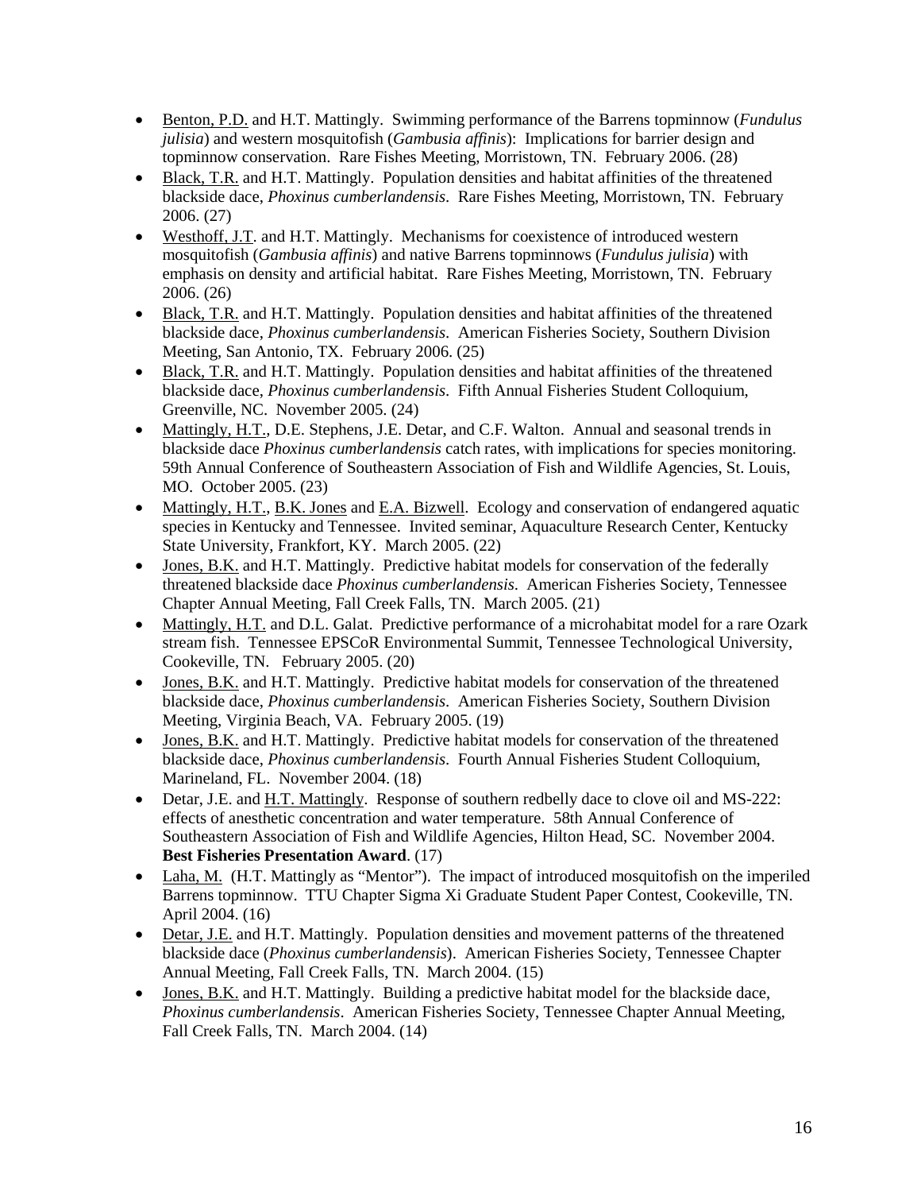- Benton, P.D. and H.T. Mattingly. Swimming performance of the Barrens topminnow (*Fundulus julisia*) and western mosquitofish (*Gambusia affinis*): Implications for barrier design and topminnow conservation. Rare Fishes Meeting, Morristown, TN. February 2006. (28)
- Black, T.R. and H.T. Mattingly. Population densities and habitat affinities of the threatened blackside dace, *Phoxinus cumberlandensis*. Rare Fishes Meeting, Morristown, TN. February 2006. (27)
- Westhoff, J.T. and H.T. Mattingly. Mechanisms for coexistence of introduced western mosquitofish (*Gambusia affinis*) and native Barrens topminnows (*Fundulus julisia*) with emphasis on density and artificial habitat. Rare Fishes Meeting, Morristown, TN. February 2006. (26)
- Black, T.R. and H.T. Mattingly. Population densities and habitat affinities of the threatened blackside dace, *Phoxinus cumberlandensis*. American Fisheries Society, Southern Division Meeting, San Antonio, TX. February 2006. (25)
- Black, T.R. and H.T. Mattingly. Population densities and habitat affinities of the threatened blackside dace, *Phoxinus cumberlandensis*. Fifth Annual Fisheries Student Colloquium, Greenville, NC. November 2005. (24)
- Mattingly, H.T., D.E. Stephens, J.E. Detar, and C.F. Walton. Annual and seasonal trends in blackside dace *Phoxinus cumberlandensis* catch rates, with implications for species monitoring. 59th Annual Conference of Southeastern Association of Fish and Wildlife Agencies, St. Louis, MO. October 2005. (23)
- Mattingly, H.T., B.K. Jones and E.A. Bizwell. Ecology and conservation of endangered aquatic species in Kentucky and Tennessee. Invited seminar, Aquaculture Research Center, Kentucky State University, Frankfort, KY. March 2005. (22)
- Jones, B.K. and H.T. Mattingly. Predictive habitat models for conservation of the federally threatened blackside dace *Phoxinus cumberlandensis*. American Fisheries Society, Tennessee Chapter Annual Meeting, Fall Creek Falls, TN. March 2005. (21)
- Mattingly, H.T. and D.L. Galat. Predictive performance of a microhabitat model for a rare Ozark stream fish. Tennessee EPSCoR Environmental Summit, Tennessee Technological University, Cookeville, TN. February 2005. (20)
- Jones, B.K. and H.T. Mattingly. Predictive habitat models for conservation of the threatened blackside dace, *Phoxinus cumberlandensis*. American Fisheries Society, Southern Division Meeting, Virginia Beach, VA. February 2005. (19)
- Jones, B.K. and H.T. Mattingly. Predictive habitat models for conservation of the threatened blackside dace, *Phoxinus cumberlandensis*. Fourth Annual Fisheries Student Colloquium, Marineland, FL. November 2004. (18)
- Detar, J.E. and H.T. Mattingly. Response of southern redbelly dace to clove oil and MS-222: effects of anesthetic concentration and water temperature. 58th Annual Conference of Southeastern Association of Fish and Wildlife Agencies, Hilton Head, SC. November 2004. **Best Fisheries Presentation Award**. (17)
- Laha, M. (H.T. Mattingly as "Mentor"). The impact of introduced mosquitofish on the imperiled Barrens topminnow. TTU Chapter Sigma Xi Graduate Student Paper Contest, Cookeville, TN. April 2004. (16)
- Detar, J.E. and H.T. Mattingly. Population densities and movement patterns of the threatened blackside dace (*Phoxinus cumberlandensis*). American Fisheries Society, Tennessee Chapter Annual Meeting, Fall Creek Falls, TN. March 2004. (15)
- Jones, B.K. and H.T. Mattingly. Building a predictive habitat model for the blackside dace, *Phoxinus cumberlandensis*. American Fisheries Society, Tennessee Chapter Annual Meeting, Fall Creek Falls, TN. March 2004. (14)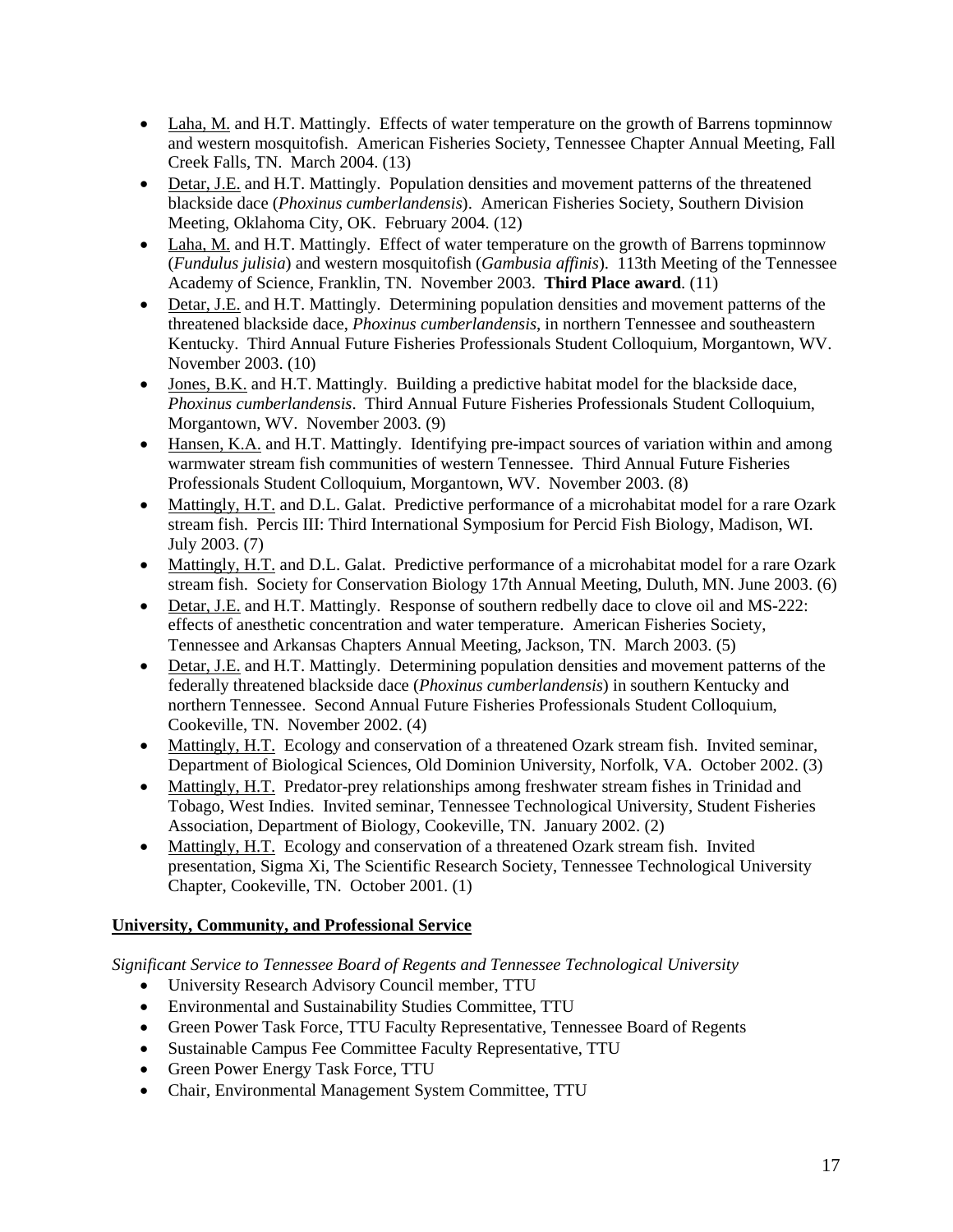- Laha, M. and H.T. Mattingly. Effects of water temperature on the growth of Barrens topminnow and western mosquitofish. American Fisheries Society, Tennessee Chapter Annual Meeting, Fall Creek Falls, TN. March 2004. (13)
- Detar, J.E. and H.T. Mattingly. Population densities and movement patterns of the threatened blackside dace (*Phoxinus cumberlandensis*). American Fisheries Society, Southern Division Meeting, Oklahoma City, OK. February 2004. (12)
- Laha, M. and H.T. Mattingly. Effect of water temperature on the growth of Barrens topminnow (*Fundulus julisia*) and western mosquitofish (*Gambusia affinis*). 113th Meeting of the Tennessee Academy of Science, Franklin, TN. November 2003. **Third Place award**. (11)
- Detar, J.E. and H.T. Mattingly. Determining population densities and movement patterns of the threatened blackside dace, *Phoxinus cumberlandensis*, in northern Tennessee and southeastern Kentucky. Third Annual Future Fisheries Professionals Student Colloquium, Morgantown, WV. November 2003. (10)
- Jones, B.K. and H.T. Mattingly. Building a predictive habitat model for the blackside dace, *Phoxinus cumberlandensis*. Third Annual Future Fisheries Professionals Student Colloquium, Morgantown, WV. November 2003. (9)
- Hansen, K.A. and H.T. Mattingly. Identifying pre-impact sources of variation within and among warmwater stream fish communities of western Tennessee. Third Annual Future Fisheries Professionals Student Colloquium, Morgantown, WV. November 2003. (8)
- Mattingly, H.T. and D.L. Galat. Predictive performance of a microhabitat model for a rare Ozark stream fish. Percis III: Third International Symposium for Percid Fish Biology, Madison, WI. July 2003. (7)
- Mattingly, H.T. and D.L. Galat. Predictive performance of a microhabitat model for a rare Ozark stream fish. Society for Conservation Biology 17th Annual Meeting, Duluth, MN. June 2003. (6)
- Detar, J.E. and H.T. Mattingly. Response of southern redbelly dace to clove oil and MS-222: effects of anesthetic concentration and water temperature. American Fisheries Society, Tennessee and Arkansas Chapters Annual Meeting, Jackson, TN. March 2003. (5)
- Detar, J.E. and H.T. Mattingly. Determining population densities and movement patterns of the federally threatened blackside dace (*Phoxinus cumberlandensis*) in southern Kentucky and northern Tennessee. Second Annual Future Fisheries Professionals Student Colloquium, Cookeville, TN. November 2002. (4)
- Mattingly, H.T. Ecology and conservation of a threatened Ozark stream fish. Invited seminar, Department of Biological Sciences, Old Dominion University, Norfolk, VA. October 2002. (3)
- Mattingly, H.T. Predator-prey relationships among freshwater stream fishes in Trinidad and Tobago, West Indies. Invited seminar, Tennessee Technological University, Student Fisheries Association, Department of Biology, Cookeville, TN. January 2002. (2)
- Mattingly, H.T. Ecology and conservation of a threatened Ozark stream fish. Invited presentation, Sigma Xi, The Scientific Research Society, Tennessee Technological University Chapter, Cookeville, TN. October 2001. (1)

## University, Community, and Professional Service

*Significant Service to Tennessee Board of Regents and Tennessee Technological University*

- University Research Advisory Council member, TTU
- Environmental and Sustainability Studies Committee, TTU
- Green Power Task Force, TTU Faculty Representative, Tennessee Board of Regents
- Sustainable Campus Fee Committee Faculty Representative, TTU
- Green Power Energy Task Force, TTU
- Chair, Environmental Management System Committee, TTU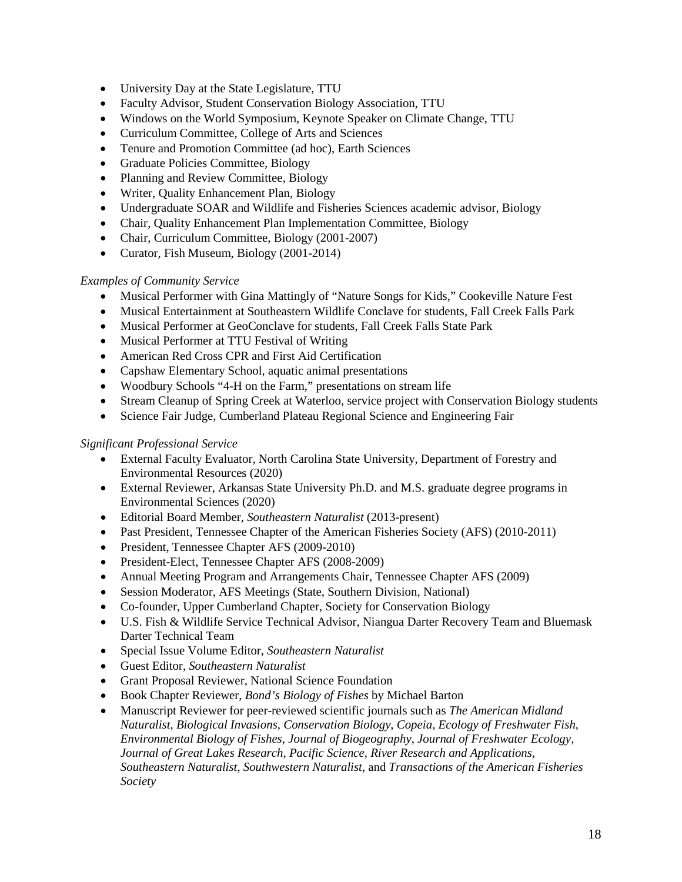- University Day at the State Legislature, TTU
- Faculty Advisor, Student Conservation Biology Association, TTU
- Windows on the World Symposium, Keynote Speaker on Climate Change, TTU
- Curriculum Committee, College of Arts and Sciences
- Tenure and Promotion Committee (ad hoc), Earth Sciences
- Graduate Policies Committee, Biology
- Planning and Review Committee, Biology
- Writer, Quality Enhancement Plan, Biology
- Undergraduate SOAR and Wildlife and Fisheries Sciences academic advisor, Biology
- Chair, Quality Enhancement Plan Implementation Committee, Biology
- Chair, Curriculum Committee, Biology (2001-2007)
- Curator, Fish Museum, Biology (2001-2014)

*Examples of Community Service*

- Musical Performer with Gina Mattingly of "Nature Songs for Kids," Cookeville Nature Fest
- Musical Entertainment at Southeastern Wildlife Conclave for students, Fall Creek Falls Park
- Musical Performer at GeoConclave for students, Fall Creek Falls State Park
- Musical Performer at TTU Festival of Writing
- American Red Cross CPR and First Aid Certification
- Capshaw Elementary School, aquatic animal presentations
- Woodbury Schools "4-H on the Farm," presentations on stream life
- Stream Cleanup of Spring Creek at Waterloo, service project with Conservation Biology students
- Science Fair Judge, Cumberland Plateau Regional Science and Engineering Fair

*Significant Professional Service*

- External Faculty Evaluator, North Carolina State University, Department of Forestry and Environmental Resources (2020)
- External Reviewer, Arkansas State University Ph.D. and M.S. graduate degree programs in Environmental Sciences (2020)
- Editorial Board Member, *Southeastern Naturalist* (2013-present)
- Past President, Tennessee Chapter of the American Fisheries Society (AFS) (2010-2011)
- President, Tennessee Chapter AFS (2009-2010)
- President-Elect, Tennessee Chapter AFS (2008-2009)
- Annual Meeting Program and Arrangements Chair, Tennessee Chapter AFS (2009)
- Session Moderator, AFS Meetings (State, Southern Division, National)
- Co-founder, Upper Cumberland Chapter, Society for Conservation Biology
- U.S. Fish & Wildlife Service Technical Advisor, Niangua Darter Recovery Team and Bluemask Darter Technical Team
- Special Issue Volume Editor, *Southeastern Naturalist*
- Guest Editor, *Southeastern Naturalist*
- Grant Proposal Reviewer, National Science Foundation
- Book Chapter Reviewer, *Bond's Biology of Fishes* by Michael Barton
- Manuscript Reviewer for peer-reviewed scientific journals such as *The American Midland Naturalist*, *Biological Invasions*, *Conservation Biology*, *Copeia*, *Ecology of Freshwater Fish*, *Environmental Biology of Fishes*, *Journal of Biogeography*, *Journal of Freshwater Ecology*, *Journal of Great Lakes Research*, *Pacific Science*, *River Research and Applications*, *Southeastern Naturalist*, *Southwestern Naturalist*, and *Transactions of the American Fisheries Society*